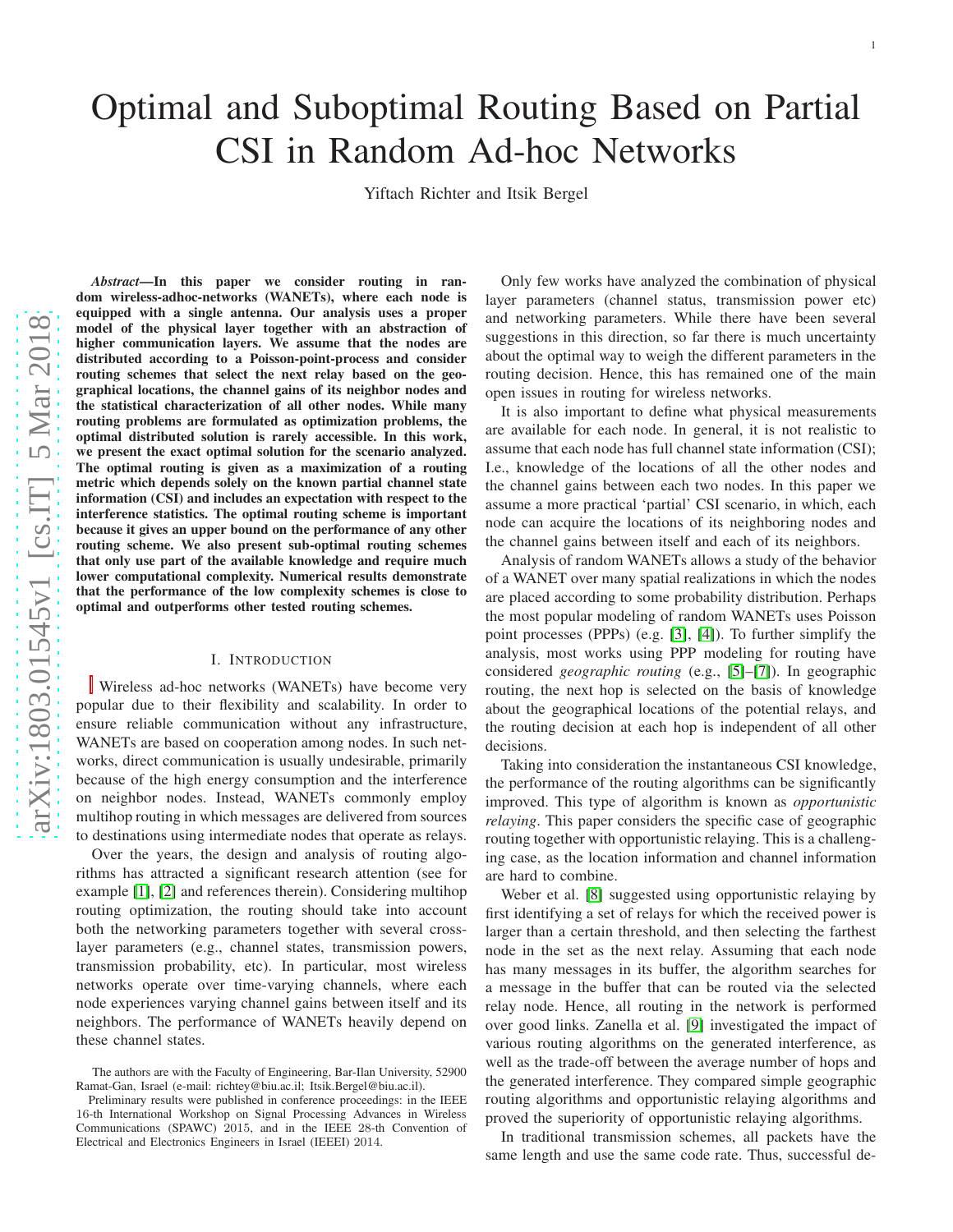# Optimal and Suboptimal Routing Based on Partial CSI in Random Ad-hoc Networks

Yiftach Richter and Itsik Bergel

***Abstract*—In this paper we consider routing in random wireless-adhoc-networks (WANETs), where each node is equipped with a single antenna. Our analysis uses a proper model of the physical layer together with an abstraction of higher communication layers. We assume that the nodes are distributed according to a Poisson-point-process and consider routing schemes that select the next relay based on the geographical locations, the channel gains of its neighbor nodes and the statistical characterization of all other nodes. While many routing problems are formulated as optimization problems, the optimal distributed solution is rarely accessible. In this work, we present the exact optimal solution for the scenario analyzed. The optimal routing is given as a maximization of a routing metric which depends solely on the known partial channel state information (CSI) and includes an expectation with respect to the interference statistics. The optimal routing scheme is important because it gives an upper bound on the performance of any other routing scheme. We also present sub-optimal routing schemes that only use part of the available knowledge and require much lower computational complexity. Numerical results demonstrate that the performance of the low complexity schemes is close to optimal and outperforms other tested routing schemes.**

## I. Introduction

Wireless ad-hoc networks (WANETs) have become very popular due to their flexibility and scalability. In order to ensure reliable communication without any infrastructure, WANETs are based on cooperation among nodes. In such networks, direct communication is usually undesirable, primarily because of the high energy consumption and the interference on neighbor nodes. Instead, WANETs commonly employ multihop routing in which messages are delivered from sources to destinations using intermediate nodes that operate as relays.

Over the years, the design and analysis of routing algorithms has attracted a significant research attention (see for example [1], [2] and references therein). Considering multihop routing optimization, the routing should take into account both the networking parameters together with several cross-layer parameters (e.g., channel states, transmission powers, transmission probability, etc). In particular, most wireless networks operate over time-varying channels, where each node experiences varying channel gains between itself and its neighbors. The performance of WANETs heavily depend on these channel states.

Only few works have analyzed the combination of physical layer parameters (channel status, transmission power etc) and networking parameters. While there have been several suggestions in this direction, so far there is much uncertainty about the optimal way to weigh the different parameters in the routing decision. Hence, this has remained one of the main open issues in routing for wireless networks.

It is also important to define what physical measurements are available for each node. In general, it is not realistic to assume that each node has full channel state information (CSI); I.e., knowledge of the locations of all the other nodes and the channel gains between each two nodes. In this paper we assume a more practical 'partial' CSI scenario, in which, each node can acquire the locations of its neighboring nodes and the channel gains between itself and each of its neighbors.

Analysis of random WANETs allows a study of the behavior of a WANET over many spatial realizations in which the nodes are placed according to some probability distribution. Perhaps the most popular modeling of random WANETs uses Poisson point processes (PPPs) (e.g. [3], [4]). To further simplify the analysis, most works using PPP modeling for routing have considered *geographic routing* (e.g., [5]–[7]). In geographic routing, the next hop is selected on the basis of knowledge about the geographical locations of the potential relays, and the routing decision at each hop is independent of all other decisions.

Taking into consideration the instantaneous CSI knowledge, the performance of the routing algorithms can be significantly improved. This type of algorithm is known as *opportunistic relaying*. This paper considers the specific case of geographic routing together with opportunistic relaying. This is a challenging case, as the location information and channel information are hard to combine.

Weber et al. [8] suggested using opportunistic relaying by first identifying a set of relays for which the received power is larger than a certain threshold, and then selecting the farthest node in the set as the next relay. Assuming that each node has many messages in its buffer, the algorithm searches for a message in the buffer that can be routed via the selected relay node. Hence, all routing in the network is performed over good links. Zanella et al. [9] investigated the impact of various routing algorithms on the generated interference, as well as the trade-off between the average number of hops and the generated interference. They compared simple geographic routing algorithms and opportunistic relaying algorithms and proved the superiority of opportunistic relaying algorithms.

In traditional transmission schemes, all packets have the same length and use the same code rate. Thus, successful de-

The authors are with the Faculty of Engineering, Bar-Ilan University, 52900 Ramat-Gan, Israel (e-mail: richtey@biu.ac.il; Itsik.Bergel@biu.ac.il).

Preliminary results were published in conference proceedings: in the IEEE 16-th International Workshop on Signal Processing Advances in Wireless Communications (SPAWC) 2015, and in the IEEE 28-th Convention of Electrical and Electronics Engineers in Israel (IEEEI) 2014.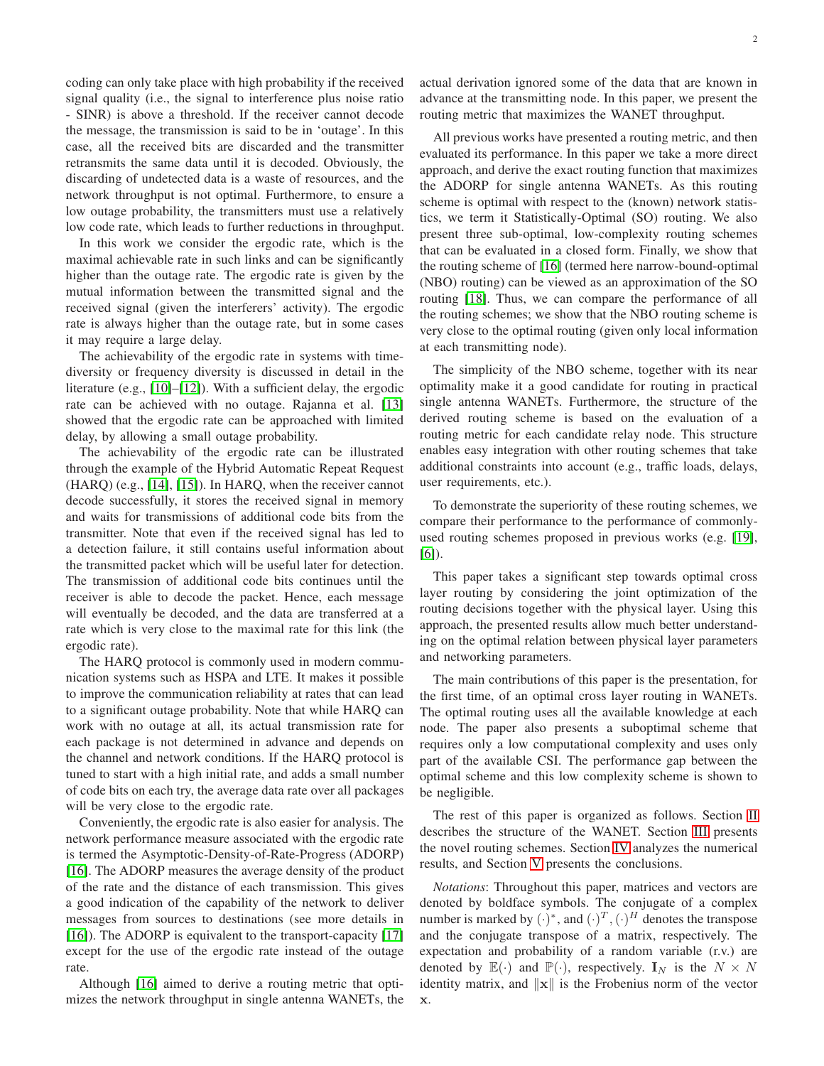coding can only take place with high probability if the received signal quality (i.e., the signal to interference plus noise ratio - SINR) is above a threshold. If the receiver cannot decode the message, the transmission is said to be in 'outage'. In this case, all the received bits are discarded and the transmitter retransmits the same data until it is decoded. Obviously, the discarding of undetected data is a waste of resources, and the network throughput is not optimal. Furthermore, to ensure a low outage probability, the transmitters must use a relatively low code rate, which leads to further reductions in throughput.

In this work we consider the ergodic rate, which is the maximal achievable rate in such links and can be significantly higher than the outage rate. The ergodic rate is given by the mutual information between the transmitted signal and the received signal (given the interferers' activity). The ergodic rate is always higher than the outage rate, but in some cases it may require a large delay.

The achievability of the ergodic rate in systems with time-diversity or frequency diversity is discussed in detail in the literature (e.g., [10]–[12]). With a sufficient delay, the ergodic rate can be achieved with no outage. Rajanna et al. [13] showed that the ergodic rate can be approached with limited delay, by allowing a small outage probability.

The achievability of the ergodic rate can be illustrated through the example of the Hybrid Automatic Repeat Request (HARQ) (e.g., [14], [15]). In HARQ, when the receiver cannot decode successfully, it stores the received signal in memory and waits for transmissions of additional code bits from the transmitter. Note that even if the received signal has led to a detection failure, it still contains useful information about the transmitted packet which will be useful later for detection. The transmission of additional code bits continues until the receiver is able to decode the packet. Hence, each message will eventually be decoded, and the data are transferred at a rate which is very close to the maximal rate for this link (the ergodic rate).

The HARQ protocol is commonly used in modern communication systems such as HSPA and LTE. It makes it possible to improve the communication reliability at rates that can lead to a significant outage probability. Note that while HARQ can work with no outage at all, its actual transmission rate for each package is not determined in advance and depends on the channel and network conditions. If the HARQ protocol is tuned to start with a high initial rate, and adds a small number of code bits on each try, the average data rate over all packages will be very close to the ergodic rate.

Conveniently, the ergodic rate is also easier for analysis. The network performance measure associated with the ergodic rate is termed the Asymptotic-Density-of-Rate-Progress (ADORP) [16]. The ADORP measures the average density of the product of the rate and the distance of each transmission. This gives a good indication of the capability of the network to deliver messages from sources to destinations (see more details in [16]). The ADORP is equivalent to the transport-capacity [17] except for the use of the ergodic rate instead of the outage rate.

Although [16] aimed to derive a routing metric that optimizes the network throughput in single antenna WANETs, the actual derivation ignored some of the data that are known in advance at the transmitting node. In this paper, we present the routing metric that maximizes the WANET throughput.

All previous works have presented a routing metric, and then evaluated its performance. In this paper we take a more direct approach, and derive the exact routing function that maximizes the ADORP for single antenna WANETs. As this routing scheme is optimal with respect to the (known) network statistics, we term it Statistically-Optimal (SO) routing. We also present three sub-optimal, low-complexity routing schemes that can be evaluated in a closed form. Finally, we show that the routing scheme of [16] (termed here narrow-bound-optimal (NBO) routing) can be viewed as an approximation of the SO routing [18]. Thus, we can compare the performance of all the routing schemes; we show that the NBO routing scheme is very close to the optimal routing (given only local information at each transmitting node).

The simplicity of the NBO scheme, together with its near optimality make it a good candidate for routing in practical single antenna WANETs. Furthermore, the structure of the derived routing scheme is based on the evaluation of a routing metric for each candidate relay node. This structure enables easy integration with other routing schemes that take additional constraints into account (e.g., traffic loads, delays, user requirements, etc.).

To demonstrate the superiority of these routing schemes, we compare their performance to the performance of commonly-used routing schemes proposed in previous works (e.g. [19], [6]).

This paper takes a significant step towards optimal cross layer routing by considering the joint optimization of the routing decisions together with the physical layer. Using this approach, the presented results allow much better understanding on the optimal relation between physical layer parameters and networking parameters.

The main contributions of this paper is the presentation, for the first time, of an optimal cross layer routing in WANETs. The optimal routing uses all the available knowledge at each node. The paper also presents a suboptimal scheme that requires only a low computational complexity and uses only part of the available CSI. The performance gap between the optimal scheme and this low complexity scheme is shown to be negligible.

The rest of this paper is organized as follows. Section II describes the structure of the WANET. Section III presents the novel routing schemes. Section IV analyzes the numerical results, and Section V presents the conclusions.

*Notations*: Throughout this paper, matrices and vectors are denoted by boldface symbols. The conjugate of a complex number is marked by $(\cdot)^*$, and $(\cdot)^T, (\cdot)^H$ denotes the transpose and the conjugate transpose of a matrix, respectively. The expectation and probability of a random variable (r.v.) are denoted by $\mathbb{E}(\cdot)$ and $\mathbb{P}(\cdot)$, respectively. $\mathbf{I}_N$ is the $N \times N$ identity matrix, and $\|\mathbf{x}\|$ is the Frobenius norm of the vector $\mathbf{x}$.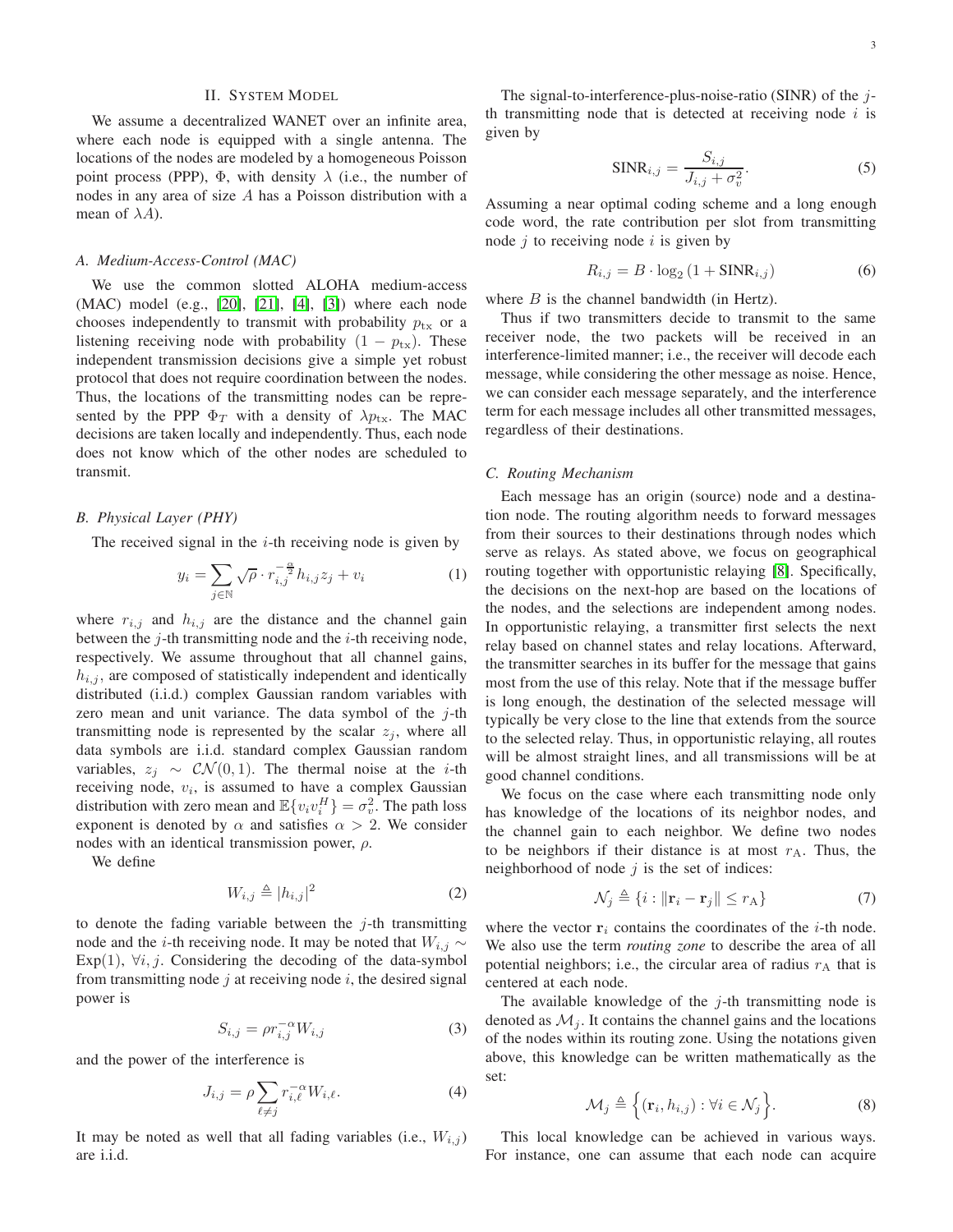## II. System Model

We assume a decentralized WANET over an infinite area, where each node is equipped with a single antenna. The locations of the nodes are modeled by a homogeneous Poisson point process (PPP), $\Phi$, with density $\lambda$ (i.e., the number of nodes in any area of size $A$ has a Poisson distribution with a mean of $\lambda A$).

### A. Medium-Access-Control (MAC)

We use the common slotted ALOHA medium-access (MAC) model (e.g., [20], [21], [4], [3]) where each node chooses independently to transmit with probability $p_{\text{tx}}$ or a listening receiving node with probability $(1 - p_{\text{tx}})$. These independent transmission decisions give a simple yet robust protocol that does not require coordination between the nodes. Thus, the locations of the transmitting nodes can be represented by the PPP $\Phi_T$ with a density of $\lambda p_{\text{tx}}$. The MAC decisions are taken locally and independently. Thus, each node does not know which of the other nodes are scheduled to transmit.

### B. Physical Layer (PHY)

The received signal in the $i$-th receiving node is given by

$$y_i = \sum_{j \in \mathbb{N}} \sqrt{\rho} \cdot r_{i,j}^{-\frac{\alpha}{2}} h_{i,j} z_j + v_i \tag{1}$$

where $r_{i,j}$ and $h_{i,j}$ are the distance and the channel gain between the $j$-th transmitting node and the $i$-th receiving node, respectively. We assume throughout that all channel gains, $h_{i,j}$, are composed of statistically independent and identically distributed (i.i.d.) complex Gaussian random variables with zero mean and unit variance. The data symbol of the $j$-th transmitting node is represented by the scalar $z_j$, where all data symbols are i.i.d. standard complex Gaussian random variables, $z_j \sim \mathcal{CN}(0, 1)$. The thermal noise at the $i$-th receiving node, $v_i$, is assumed to have a complex Gaussian distribution with zero mean and $\mathbb{E}\{v_i v_i^H\} = \sigma_v^2$. The path loss exponent is denoted by $\alpha$ and satisfies $\alpha > 2$. We consider nodes with an identical transmission power, $\rho$.

We define

$$W_{i,j} \triangleq |h_{i,j}|^2 \tag{2}$$

to denote the fading variable between the $j$-th transmitting node and the $i$-th receiving node. It may be noted that $W_{i,j} \sim \text{Exp}(1)$, $\forall i, j$. Considering the decoding of the data-symbol from transmitting node $j$ at receiving node $i$, the desired signal power is

$$S_{i,j} = \rho r_{i,j}^{-\alpha} W_{i,j} \tag{3}$$

and the power of the interference is

$$J_{i,j} = \rho \sum_{\ell \neq j} r_{i,\ell}^{-\alpha} W_{i,\ell}. \tag{4}$$

It may be noted as well that all fading variables (i.e., $W_{i,j}$) are i.i.d.

The signal-to-interference-plus-noise-ratio (SINR) of the $j$-th transmitting node that is detected at receiving node $i$ is given by

$$\text{SINR}_{i,j} = \frac{S_{i,j}}{J_{i,j} + \sigma_v^2}. \tag{5}$$

Assuming a near optimal coding scheme and a long enough code word, the rate contribution per slot from transmitting node $j$ to receiving node $i$ is given by

$$R_{i,j} = B \cdot \log_2 (1 + \text{SINR}_{i,j}) \tag{6}$$

where $B$ is the channel bandwidth (in Hertz).

Thus if two transmitters decide to transmit to the same receiver node, the two packets will be received in an interference-limited manner; i.e., the receiver will decode each message, while considering the other message as noise. Hence, we can consider each message separately, and the interference term for each message includes all other transmitted messages, regardless of their destinations.

### C. Routing Mechanism

Each message has an origin (source) node and a destination node. The routing algorithm needs to forward messages from their sources to their destinations through nodes which serve as relays. As stated above, we focus on geographical routing together with opportunistic relaying [8]. Specifically, the decisions on the next-hop are based on the locations of the nodes, and the selections are independent among nodes. In opportunistic relaying, a transmitter first selects the next relay based on channel states and relay locations. Afterward, the transmitter searches in its buffer for the message that gains most from the use of this relay. Note that if the message buffer is long enough, the destination of the selected message will typically be very close to the line that extends from the source to the selected relay. Thus, in opportunistic relaying, all routes will be almost straight lines, and all transmissions will be at good channel conditions.

We focus on the case where each transmitting node only has knowledge of the locations of its neighbor nodes, and the channel gain to each neighbor. We define two nodes to be neighbors if their distance is at most $r_{\text{A}}$. Thus, the neighborhood of node $j$ is the set of indices:

$$\mathcal{N}_j \triangleq \{i : \|\mathbf{r}_i - \mathbf{r}_j\| \leq r_{\text{A}}\} \tag{7}$$

where the vector $\mathbf{r}_i$ contains the coordinates of the $i$-th node. We also use the term *routing zone* to describe the area of all potential neighbors; i.e., the circular area of radius $r_{\text{A}}$ that is centered at each node.

The available knowledge of the $j$-th transmitting node is denoted as $\mathcal{M}_j$. It contains the channel gains and the locations of the nodes within its routing zone. Using the notations given above, this knowledge can be written mathematically as the set:

$$\mathcal{M}_j \triangleq \Big\{(\mathbf{r}_i, h_{i,j}) : \forall i \in \mathcal{N}_j\Big\}. \tag{8}$$

This local knowledge can be achieved in various ways. For instance, one can assume that each node can acquire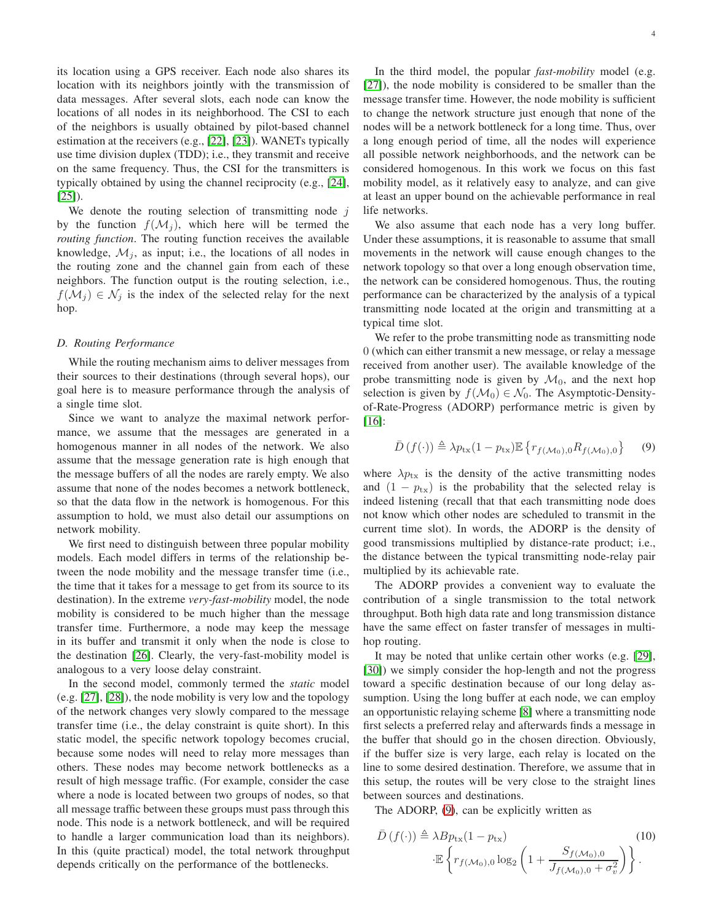its location using a GPS receiver. Each node also shares its location with its neighbors jointly with the transmission of data messages. After several slots, each node can know the locations of all nodes in its neighborhood. The CSI to each of the neighbors is usually obtained by pilot-based channel estimation at the receivers (e.g., [22], [23]). WANETs typically use time division duplex (TDD); i.e., they transmit and receive on the same frequency. Thus, the CSI for the transmitters is typically obtained by using the channel reciprocity (e.g., [24], [25]).

We denote the routing selection of transmitting node $j$ by the function $f(\mathcal{M}_j)$, which here will be termed the *routing function*. The routing function receives the available knowledge, $\mathcal{M}_j$, as input; i.e., the locations of all nodes in the routing zone and the channel gain from each of these neighbors. The function output is the routing selection, i.e., $f(\mathcal{M}_j) \in \mathcal{N}_j$ is the index of the selected relay for the next hop.

### D. Routing Performance

While the routing mechanism aims to deliver messages from their sources to their destinations (through several hops), our goal here is to measure performance through the analysis of a single time slot.

Since we want to analyze the maximal network performance, we assume that the messages are generated in a homogenous manner in all nodes of the network. We also assume that the message generation rate is high enough that the message buffers of all the nodes are rarely empty. We also assume that none of the nodes becomes a network bottleneck, so that the data flow in the network is homogenous. For this assumption to hold, we must also detail our assumptions on network mobility.

We first need to distinguish between three popular mobility models. Each model differs in terms of the relationship between the node mobility and the message transfer time (i.e., the time that it takes for a message to get from its source to its destination). In the extreme *very-fast-mobility* model, the node mobility is considered to be much higher than the message transfer time. Furthermore, a node may keep the message in its buffer and transmit it only when the node is close to the destination [26]. Clearly, the very-fast-mobility model is analogous to a very loose delay constraint.

In the second model, commonly termed the *static* model (e.g. [27], [28]), the node mobility is very low and the topology of the network changes very slowly compared to the message transfer time (i.e., the delay constraint is quite short). In this static model, the specific network topology becomes crucial, because some nodes will need to relay more messages than others. These nodes may become network bottlenecks as a result of high message traffic. (For example, consider the case where a node is located between two groups of nodes, so that all message traffic between these groups must pass through this node. This node is a network bottleneck, and will be required to handle a larger communication load than its neighbors). In this (quite practical) model, the total network throughput depends critically on the performance of the bottlenecks.

In the third model, the popular *fast-mobility* model (e.g. [27]), the node mobility is considered to be smaller than the message transfer time. However, the node mobility is sufficient to change the network structure just enough that none of the nodes will be a network bottleneck for a long time. Thus, over a long enough period of time, all the nodes will experience all possible network neighborhoods, and the network can be considered homogenous. In this work we focus on this fast mobility model, as it relatively easy to analyze, and can give at least an upper bound on the achievable performance in real life networks.

We also assume that each node has a very long buffer. Under these assumptions, it is reasonable to assume that small movements in the network will cause enough changes to the network topology so that over a long enough observation time, the network can be considered homogenous. Thus, the routing performance can be characterized by the analysis of a typical transmitting node located at the origin and transmitting at a typical time slot.

We refer to the probe transmitting node as transmitting node 0 (which can either transmit a new message, or relay a message received from another user). The available knowledge of the probe transmitting node is given by $\mathcal{M}_0$, and the next hop selection is given by $f(\mathcal{M}_0) \in \mathcal{N}_0$. The Asymptotic-Density-of-Rate-Progress (ADORP) performance metric is given by [16]:

$$\bar{D}\left(f(\cdot)\right) \triangleq \lambda p_{\rm tx}(1-p_{\rm tx})\mathbb{E}\left\{r_{f(\mathcal{M}_0),0}R_{f(\mathcal{M}_0),0}\right\} \tag{9}$$

where $\lambda p_{\rm tx}$ is the density of the active transmitting nodes and $(1-p_{\rm tx})$ is the probability that the selected relay is indeed listening (recall that that each transmitting node does not know which other nodes are scheduled to transmit in the current time slot). In words, the ADORP is the density of good transmissions multiplied by distance-rate product; i.e., the distance between the typical transmitting node-relay pair multiplied by its achievable rate.

The ADORP provides a convenient way to evaluate the contribution of a single transmission to the total network throughput. Both high data rate and long transmission distance have the same effect on faster transfer of messages in multi-hop routing.

It may be noted that unlike certain other works (e.g. [29], [30]) we simply consider the hop-length and not the progress toward a specific destination because of our long delay assumption. Using the long buffer at each node, we can employ an opportunistic relaying scheme [8] where a transmitting node first selects a preferred relay and afterwards finds a message in the buffer that should go in the chosen direction. Obviously, if the buffer size is very large, each relay is located on the line to some desired destination. Therefore, we assume that in this setup, the routes will be very close to the straight lines between sources and destinations.

The ADORP, (9), can be explicitly written as

$$\bar{D}\left(f(\cdot)\right) \triangleq \lambda B p_{\rm tx}(1-p_{\rm tx}) \cdot\mathbb{E}\left\{r_{f(\mathcal{M}_0),0}\log_2\left(1+\frac{S_{f(\mathcal{M}_0),0}}{J_{f(\mathcal{M}_0),0}+\sigma_v^2}\right)\right\}. \tag{10}$$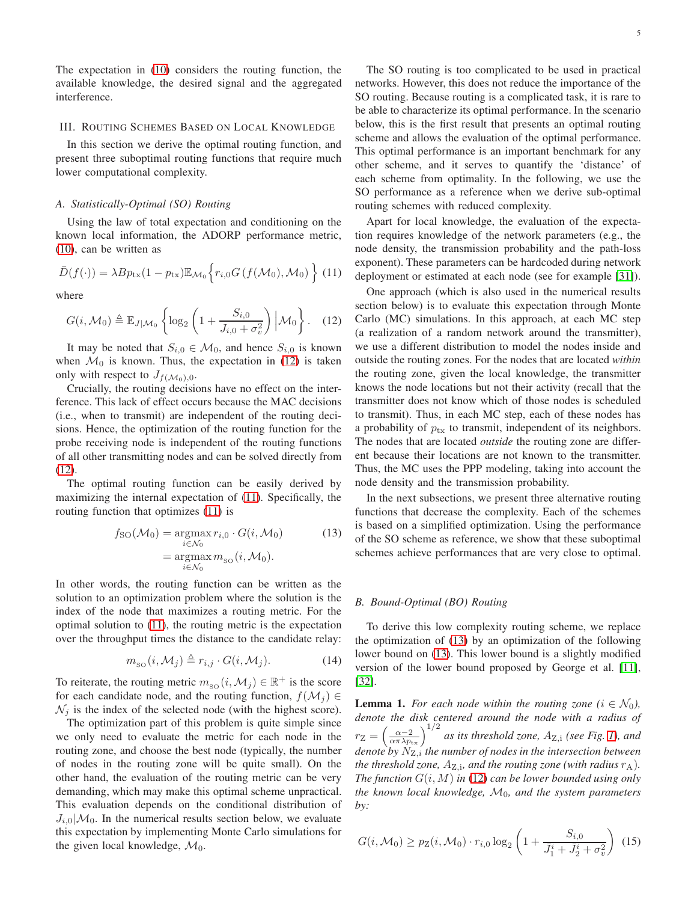The expectation in (10) considers the routing function, the available knowledge, the desired signal and the aggregated interference.

## III. Routing Schemes Based on Local Knowledge

In this section we derive the optimal routing function, and present three suboptimal routing functions that require much lower computational complexity.

### A. Statistically-Optimal (SO) Routing

Using the law of total expectation and conditioning on the known local information, the ADORP performance metric, (10), can be written as

$$\bar{D}(f(\cdot)) = \lambda B p_{\text{tx}}(1-p_{\text{tx}})\mathbb{E}_{\mathcal{M}_0}\Big\{ r_{i,0} G\left(f(\mathcal{M}_0), \mathcal{M}_0\right) \Big\} \quad (11)$$

where

$$G(i, \mathcal{M}_0) \triangleq \mathbb{E}_{J|\mathcal{M}_0}\left\{ \log_2\left(1 + \frac{S_{i,0}}{J_{i,0} + \sigma_v^2}\right) \Big| \mathcal{M}_0 \right\}. \quad (12)$$

It may be noted that $S_{i,0} \in \mathcal{M}_0$, and hence $S_{i,0}$ is known when $\mathcal{M}_0$ is known. Thus, the expectation in (12) is taken only with respect to $J_{f(\mathcal{M}_0),0}$.

Crucially, the routing decisions have no effect on the interference. This lack of effect occurs because the MAC decisions (i.e., when to transmit) are independent of the routing decisions. Hence, the optimization of the routing function for the probe receiving node is independent of the routing functions of all other transmitting nodes and can be solved directly from (12).

The optimal routing function can be easily derived by maximizing the internal expectation of (11). Specifically, the routing function that optimizes (11) is

$$\begin{aligned} f_{\text{SO}}(\mathcal{M}_0) &= \underset{i \in \mathcal{N}_0}{\operatorname{argmax}}\, r_{i,0} \cdot G(i, \mathcal{M}_0) \\ &= \underset{i \in \mathcal{N}_0}{\operatorname{argmax}}\, m_{\text{SO}}(i, \mathcal{M}_0). \end{aligned} \quad (13)$$

In other words, the routing function can be written as the solution to an optimization problem where the solution is the index of the node that maximizes a routing metric. For the optimal solution to (11), the routing metric is the expectation over the throughput times the distance to the candidate relay:

$$m_{\text{SO}}(i, \mathcal{M}_j) \triangleq r_{i,j} \cdot G(i, \mathcal{M}_j). \quad (14)$$

To reiterate, the routing metric $m_{\text{SO}}(i, \mathcal{M}_j) \in \mathbb{R}^+$ is the score for each candidate node, and the routing function, $f(\mathcal{M}_j) \in \mathcal{N}_j$ is the index of the selected node (with the highest score).

The optimization part of this problem is quite simple since we only need to evaluate the metric for each node in the routing zone, and choose the best node (typically, the number of nodes in the routing zone will be quite small). On the other hand, the evaluation of the routing metric can be very demanding, which may make this optimal scheme unpractical. This evaluation depends on the conditional distribution of $J_{i,0}|\mathcal{M}_0$. In the numerical results section below, we evaluate this expectation by implementing Monte Carlo simulations for the given local knowledge, $\mathcal{M}_0$.

The SO routing is too complicated to be used in practical networks. However, this does not reduce the importance of the SO routing. Because routing is a complicated task, it is rare to be able to characterize its optimal performance. In the scenario below, this is the first result that presents an optimal routing scheme and allows the evaluation of the optimal performance. This optimal performance is an important benchmark for any other scheme, and it serves to quantify the 'distance' of each scheme from optimality. In the following, we use the SO performance as a reference when we derive sub-optimal routing schemes with reduced complexity.

Apart for local knowledge, the evaluation of the expectation requires knowledge of the network parameters (e.g., the node density, the transmission probability and the path-loss exponent). These parameters can be hardcoded during network deployment or estimated at each node (see for example [31]).

One approach (which is also used in the numerical results section below) is to evaluate this expectation through Monte Carlo (MC) simulations. In this approach, at each MC step (a realization of a random network around the transmitter), we use a different distribution to model the nodes inside and outside the routing zones. For the nodes that are located *within* the routing zone, given the local knowledge, the transmitter knows the node locations but not their activity (recall that the transmitter does not know which of those nodes is scheduled to transmit). Thus, in each MC step, each of these nodes has a probability of $p_{\text{tx}}$ to transmit, independent of its neighbors. The nodes that are located *outside* the routing zone are different because their locations are not known to the transmitter. Thus, the MC uses the PPP modeling, taking into account the node density and the transmission probability.

In the next subsections, we present three alternative routing functions that decrease the complexity. Each of the schemes is based on a simplified optimization. Using the performance of the SO scheme as reference, we show that these suboptimal schemes achieve performances that are very close to optimal.

### B. Bound-Optimal (BO) Routing

To derive this low complexity routing scheme, we replace the optimization of (13) by an optimization of the following lower bound on (13). This lower bound is a slightly modified version of the lower bound proposed by George et al. [11], [32].

**Lemma 1.** *For each node within the routing zone ($i \in \mathcal{N}_0$), denote the disk centered around the node with a radius of $r_{\text{Z}} = \left(\frac{\alpha-2}{\alpha\pi\lambda p_{\text{tx}}}\right)^{1/2}$ as its threshold zone, $A_{\text{Z,i}}$ (see Fig. 1), and denote by $N_{\text{Z},i}$ the number of nodes in the intersection between the threshold zone, $A_{\text{Z,i}}$, and the routing zone (with radius $r_{\text{A}}$). The function $G(i, M)$ in (12) can be lower bounded using only the known local knowledge, $\mathcal{M}_0$, and the system parameters by:*

$$G(i, \mathcal{M}_0) \geq p_{\text{Z}}(i, \mathcal{M}_0) \cdot r_{i,0} \log_2\left(1 + \frac{S_{i,0}}{\bar{J}_1^i + \bar{J}_2^i + \sigma_v^2}\right) \quad (15)$$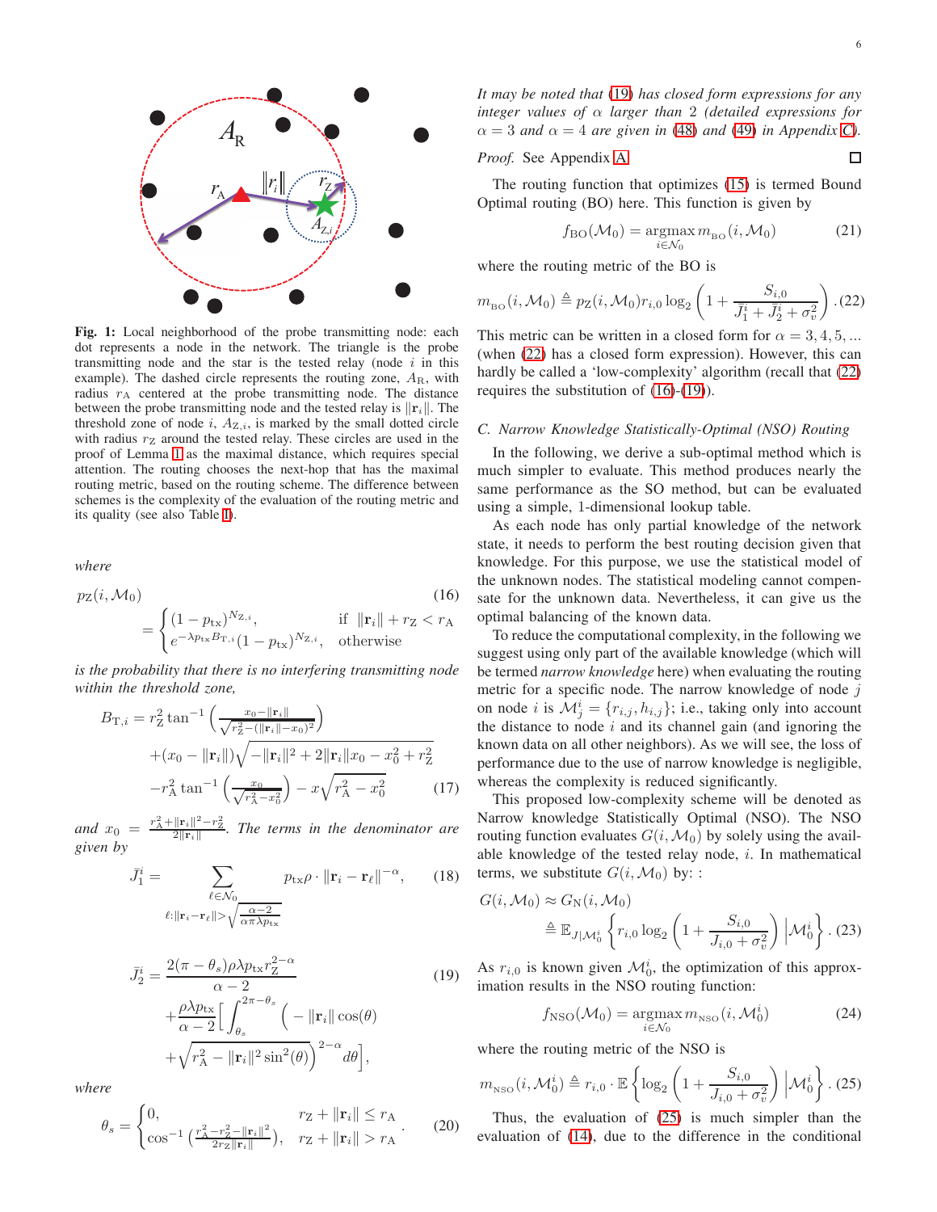**Fig. 1:** Local neighborhood of the probe transmitting node: each dot represents a node in the network. The triangle is the probe transmitting node and the star is the tested relay (node $i$ in this example). The dashed circle represents the routing zone, $A_{\rm R}$, with radius $r_{\rm A}$ centered at the probe transmitting node. The distance between the probe transmitting node and the tested relay is $\|\mathbf{r}_i\|$. The threshold zone of node $i$, $A_{{\rm Z},i}$, is marked by the small dotted circle with radius $r_{\rm Z}$ around the tested relay. These circles are used in the proof of Lemma 1 as the maximal distance, which requires special attention. The routing chooses the next-hop that has the maximal routing metric, based on the routing scheme. The difference between schemes is the complexity of the evaluation of the routing metric and its quality (see also Table I).

*where*

$$p_{\rm Z}(i,\mathcal{M}_0) = \begin{cases} (1-p_{\rm tx})^{N_{{\rm Z},i}}, & \text{if } \|\mathbf{r}_i\|+r_{\rm Z}<r_{\rm A} \\ e^{-\lambda p_{\rm tx} B_{{\rm T},i}}(1-p_{\rm tx})^{N_{{\rm Z},i}}, & \text{otherwise} \end{cases} \tag{16}$$

*is the probability that there is no interfering transmitting node within the threshold zone,*

$$\begin{aligned} B_{{\rm T},i} = {} & r_{\rm Z}^2 \tan^{-1}\left(\frac{x_0-\|\mathbf{r}_i\|}{\sqrt{r_{\rm Z}^2-(\|\mathbf{r}_i\|-x_0)^2}}\right) \\ & +(x_0-\|\mathbf{r}_i\|)\sqrt{-\|\mathbf{r}_i\|^2+2\|\mathbf{r}_i\|x_0-x_0^2+r_{\rm Z}^2} \\ & -r_{\rm A}^2\tan^{-1}\left(\frac{x_0}{\sqrt{r_{\rm A}^2-x_0^2}}\right)-x\sqrt{r_{\rm A}^2-x_0^2} \end{aligned} \tag{17}$$

*and* $x_0 = \frac{r_{\rm A}^2+\|\mathbf{r}_i\|^2-r_{\rm Z}^2}{2\|\mathbf{r}_i\|}$. *The terms in the denominator are given by*

$$\bar{J}_1^i = \sum_{\substack{\ell\in\mathcal{N}_0 \\ \ell:\|\mathbf{r}_i-\mathbf{r}_\ell\|>\sqrt{\frac{\alpha-2}{\alpha\pi\lambda p_{\rm tx}}}}} p_{\rm tx}\rho\cdot\|\mathbf{r}_i-\mathbf{r}_\ell\|^{-\alpha}, \tag{18}$$

$$\begin{aligned} \bar{J}_2^i = {} & \frac{2(\pi-\theta_s)\rho\lambda p_{\rm tx} r_{\rm Z}^{2-\alpha}}{\alpha-2} \\ & +\frac{\rho\lambda p_{\rm tx}}{\alpha-2}\Big[\int_{\theta_s}^{2\pi-\theta_s}\Big(-\|\mathbf{r}_i\|\cos(\theta) \\ & +\sqrt{r_{\rm A}^2-\|\mathbf{r}_i\|^2\sin^2(\theta)}\Big)^{2-\alpha}d\theta\Big], \end{aligned} \tag{19}$$

*where*

$$\theta_s = \begin{cases} 0, & r_{\rm Z}+\|\mathbf{r}_i\|\le r_{\rm A} \\ \cos^{-1}\left(\frac{r_{\rm A}^2-r_{\rm Z}^2-\|\mathbf{r}_i\|^2}{2r_{\rm Z}\|\mathbf{r}_i\|}\right), & r_{\rm Z}+\|\mathbf{r}_i\|>r_{\rm A} \end{cases}. \tag{20}$$

*It may be noted that (19) has closed form expressions for any integer values of $\alpha$ larger than 2 (detailed expressions for $\alpha=3$ and $\alpha=4$ are given in (48) and (49) in Appendix C).*

*Proof.* See Appendix A. □

The routing function that optimizes (15) is termed Bound Optimal routing (BO) here. This function is given by

$$f_{\rm BO}(\mathcal{M}_0) = \operatorname*{argmax}_{i\in\mathcal{N}_0} m_{\rm BO}(i,\mathcal{M}_0) \tag{21}$$

where the routing metric of the BO is

$$m_{\rm BO}(i,\mathcal{M}_0) \triangleq p_{\rm Z}(i,\mathcal{M}_0) r_{i,0}\log_2\left(1+\frac{S_{i,0}}{\bar{J}_1^i+\bar{J}_2^i+\sigma_v^2}\right). \tag{22}$$

This metric can be written in a closed form for $\alpha=3,4,5,\ldots$ (when (22) has a closed form expression). However, this can hardly be called a 'low-complexity' algorithm (recall that (22) requires the substitution of (16)-(19)).

### C. Narrow Knowledge Statistically-Optimal (NSO) Routing

In the following, we derive a sub-optimal method which is much simpler to evaluate. This method produces nearly the same performance as the SO method, but can be evaluated using a simple, 1-dimensional lookup table.

As each node has only partial knowledge of the network state, it needs to perform the best routing decision given that knowledge. For this purpose, we use the statistical model of the unknown nodes. The statistical modeling cannot compensate for the unknown data. Nevertheless, it can give us the optimal balancing of the known data.

To reduce the computational complexity, in the following we suggest using only part of the available knowledge (which will be termed *narrow knowledge* here) when evaluating the routing metric for a specific node. The narrow knowledge of node $j$ on node $i$ is $\mathcal{M}_j^i = \{r_{i,j}, h_{i,j}\}$; i.e., taking only into account the distance to node $i$ and its channel gain (and ignoring the known data on all other neighbors). As we will see, the loss of performance due to the use of narrow knowledge is negligible, whereas the complexity is reduced significantly.

This proposed low-complexity scheme will be denoted as Narrow knowledge Statistically Optimal (NSO). The NSO routing function evaluates $G(i,\mathcal{M}_0)$ by solely using the available knowledge of the tested relay node, $i$. In mathematical terms, we substitute $G(i,\mathcal{M}_0)$ by: :

$$\begin{aligned} G(i,\mathcal{M}_0) & \approx G_{\rm N}(i,\mathcal{M}_0) \\ & \triangleq \mathbb{E}_{J|\mathcal{M}_0^i}\left\{r_{i,0}\log_2\left(1+\frac{S_{i,0}}{J_{i,0}+\sigma_v^2}\right)\Big|\mathcal{M}_0^i\right\}. \end{aligned} \tag{23}$$

As $r_{i,0}$ is known given $\mathcal{M}_0^i$, the optimization of this approximation results in the NSO routing function:

$$f_{\rm NSO}(\mathcal{M}_0) = \operatorname*{argmax}_{i\in\mathcal{N}_0} m_{\rm NSO}(i,\mathcal{M}_0^i) \tag{24}$$

where the routing metric of the NSO is

$$m_{\rm NSO}(i,\mathcal{M}_0^i) \triangleq r_{i,0}\cdot\mathbb{E}\left\{\log_2\left(1+\frac{S_{i,0}}{J_{i,0}+\sigma_v^2}\right)\Big|\mathcal{M}_0^i\right\}. \tag{25}$$

Thus, the evaluation of (25) is much simpler than the evaluation of (14), due to the difference in the conditional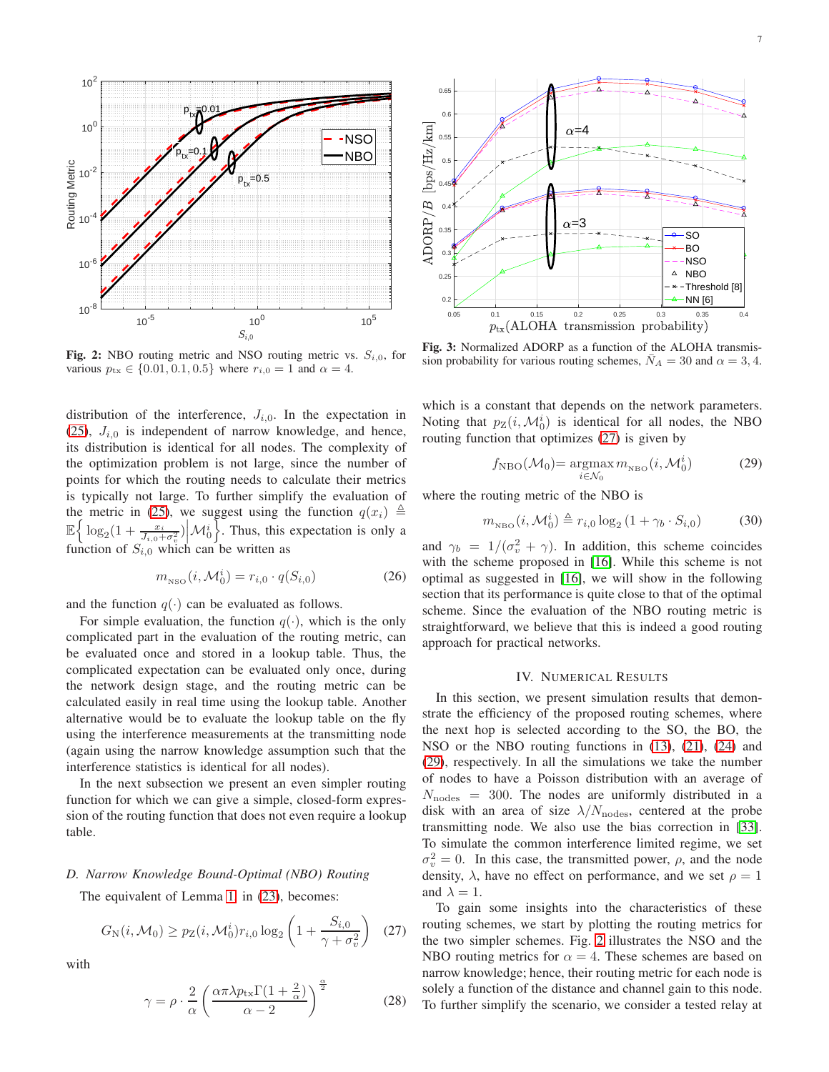Fig. 2: NBO routing metric and NSO routing metric vs. $S_{i,0}$, for various $p_{\rm tx} \in \{0.01, 0.1, 0.5\}$ where $r_{i,0} = 1$ and $\alpha = 4$.

Fig. 3: Normalized ADORP as a function of the ALOHA transmission probability for various routing schemes, $\bar{N}_A = 30$ and $\alpha = 3, 4$.

distribution of the interference, $J_{i,0}$. In the expectation in (25), $J_{i,0}$ is independent of narrow knowledge, and hence, its distribution is identical for all nodes. The complexity of the optimization problem is not large, since the number of points for which the routing needs to calculate their metrics is typically not large. To further simplify the evaluation of the metric in (25), we suggest using the function $q(x_i) \triangleq \mathbb{E}\Big\{ \log_2(1 + \frac{x_i}{J_{i,0}+\sigma_v^2}) \Big| \mathcal{M}_0^i \Big\}$. Thus, this expectation is only a function of $S_{i,0}$ which can be written as

$$m_{\rm NSO}(i, \mathcal{M}_0^i) = r_{i,0} \cdot q(S_{i,0}) \tag{26}$$

and the function $q(\cdot)$ can be evaluated as follows.

For simple evaluation, the function $q(\cdot)$, which is the only complicated part in the evaluation of the routing metric, can be evaluated once and stored in a lookup table. Thus, the complicated expectation can be evaluated only once, during the network design stage, and the routing metric can be calculated easily in real time using the lookup table. Another alternative would be to evaluate the lookup table on the fly using the interference measurements at the transmitting node (again using the narrow knowledge assumption such that the interference statistics is identical for all nodes).

In the next subsection we present an even simpler routing function for which we can give a simple, closed-form expression of the routing function that does not even require a lookup table.

### D. Narrow Knowledge Bound-Optimal (NBO) Routing

The equivalent of Lemma 1 in (23), becomes:

$$G_{\rm N}(i, \mathcal{M}_0) \geq p_{\rm Z}(i, \mathcal{M}_0^i) r_{i,0} \log_2\left(1 + \frac{S_{i,0}}{\gamma + \sigma_v^2}\right) \tag{27}$$

with

$$\gamma = \rho \cdot \frac{2}{\alpha}\left(\frac{\alpha\pi\lambda p_{\rm tx}\Gamma(1+\frac{2}{\alpha})}{\alpha - 2}\right)^{\frac{\alpha}{2}} \tag{28}$$

which is a constant that depends on the network parameters. Noting that $p_{\rm Z}(i, \mathcal{M}_0^i)$ is identical for all nodes, the NBO routing function that optimizes (27) is given by

$$f_{\rm NBO}(\mathcal{M}_0) = \underset{i\in\mathcal{N}_0}{\operatorname{argmax}}\, m_{\rm NBO}(i, \mathcal{M}_0^i) \tag{29}$$

where the routing metric of the NBO is

$$m_{\rm NBO}(i, \mathcal{M}_0^i) \triangleq r_{i,0} \log_2\left(1 + \gamma_b \cdot S_{i,0}\right) \tag{30}$$

and $\gamma_b = 1/(\sigma_v^2 + \gamma)$. In addition, this scheme coincides with the scheme proposed in [16]. While this scheme is not optimal as suggested in [16], we will show in the following section that its performance is quite close to that of the optimal scheme. Since the evaluation of the NBO routing metric is straightforward, we believe that this is indeed a good routing approach for practical networks.

## IV. Numerical Results

In this section, we present simulation results that demonstrate the efficiency of the proposed routing schemes, where the next hop is selected according to the SO, the BO, the NSO or the NBO routing functions in (13), (21), (24) and (29), respectively. In all the simulations we take the number of nodes to have a Poisson distribution with an average of $N_{\rm nodes} = 300$. The nodes are uniformly distributed in a disk with an area of size $\lambda/N_{\rm nodes}$, centered at the probe transmitting node. We also use the bias correction in [33]. To simulate the common interference limited regime, we set $\sigma_v^2 = 0$. In this case, the transmitted power, $\rho$, and the node density, $\lambda$, have no effect on performance, and we set $\rho = 1$ and $\lambda = 1$.

To gain some insights into the characteristics of these routing schemes, we start by plotting the routing metrics for the two simpler schemes. Fig. 2 illustrates the NSO and the NBO routing metrics for $\alpha = 4$. These schemes are based on narrow knowledge; hence, their routing metric for each node is solely a function of the distance and channel gain to this node. To further simplify the scenario, we consider a tested relay at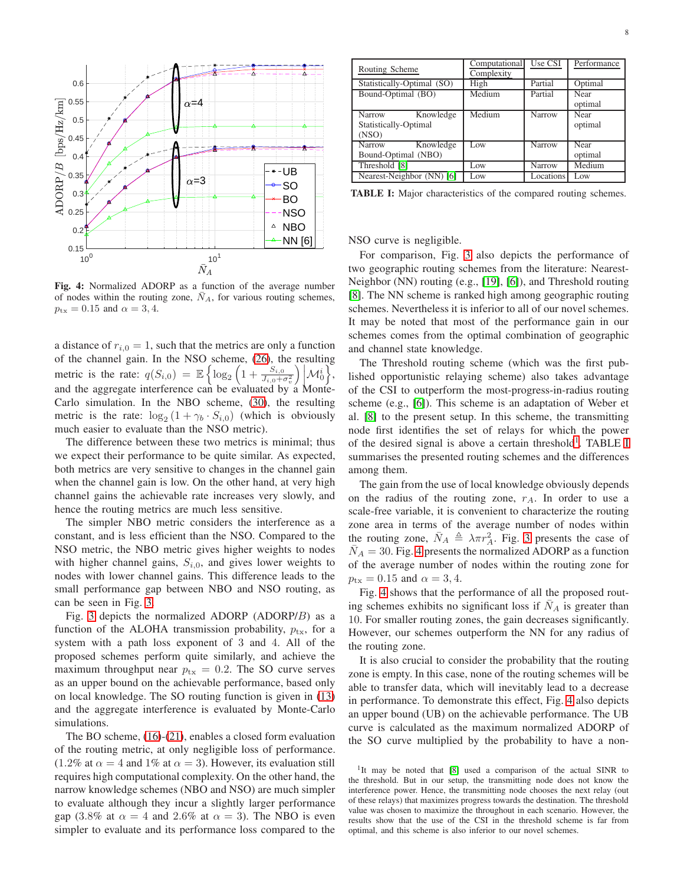Fig. 4: Normalized ADORP as a function of the average number of nodes within the routing zone, $\bar{N}_A$, for various routing schemes, $p_{\rm tx} = 0.15$ and $\alpha = 3, 4$.

a distance of $r_{i,0} = 1$, such that the metrics are only a function of the channel gain. In the NSO scheme, (26), the resulting metric is the rate: $q(S_{i,0}) = \mathbb{E}\left\{\log_2\left(1 + \frac{S_{i,0}}{J_{i,0}+\sigma_v^2}\right) \middle| \mathcal{M}_0^i\right\}$, and the aggregate interference can be evaluated by a Monte-Carlo simulation. In the NBO scheme, (30), the resulting metric is the rate: $\log_2(1 + \gamma_b \cdot S_{i,0})$ (which is obviously much easier to evaluate than the NSO metric).

The difference between these two metrics is minimal; thus we expect their performance to be quite similar. As expected, both metrics are very sensitive to changes in the channel gain when the channel gain is low. On the other hand, at very high channel gains the achievable rate increases very slowly, and hence the routing metrics are much less sensitive.

The simpler NBO metric considers the interference as a constant, and is less efficient than the NSO. Compared to the NSO metric, the NBO metric gives higher weights to nodes with higher channel gains, $S_{i,0}$, and gives lower weights to nodes with lower channel gains. This difference leads to the small performance gap between NBO and NSO routing, as can be seen in Fig. 3.

Fig. 3 depicts the normalized ADORP (ADORP/$B$) as a function of the ALOHA transmission probability, $p_{\rm tx}$, for a system with a path loss exponent of 3 and 4. All of the proposed schemes perform quite similarly, and achieve the maximum throughput near $p_{\rm tx} = 0.2$. The SO curve serves as an upper bound on the achievable performance, based only on local knowledge. The SO routing function is given in (13) and the aggregate interference is evaluated by Monte-Carlo simulations.

The BO scheme, (16)-(21), enables a closed form evaluation of the routing metric, at only negligible loss of performance. (1.2% at $\alpha = 4$ and 1% at $\alpha = 3$). However, its evaluation still requires high computational complexity. On the other hand, the narrow knowledge schemes (NBO and NSO) are much simpler to evaluate although they incur a slightly larger performance gap (3.8% at $\alpha = 4$ and 2.6% at $\alpha = 3$). The NBO is even simpler to evaluate and its performance loss compared to the NSO curve is negligible.

| Routing Scheme | Computational Complexity | Use CSI | Performance |
|---|---|---|---|
| Statistically-Optimal (SO) | High | Partial | Optimal |
| Bound-Optimal (BO) | Medium | Partial | Near optimal |
| Narrow Knowledge Statistically-Optimal (NSO) | Medium | Narrow | Near optimal |
| Narrow Knowledge Bound-Optimal (NBO) | Low | Narrow | Near optimal |
| Threshold [8] | Low | Narrow | Medium |
| Nearest-Neighbor (NN) [6] | Low | Locations | Low |

**TABLE I:** Major characteristics of the compared routing schemes.

For comparison, Fig. 3 also depicts the performance of two geographic routing schemes from the literature: Nearest-Neighbor (NN) routing (e.g., [19], [6]), and Threshold routing [8]. The NN scheme is ranked high among geographic routing schemes. Nevertheless it is inferior to all of our novel schemes. It may be noted that most of the performance gain in our schemes comes from the optimal combination of geographic and channel state knowledge.

The Threshold routing scheme (which was the first published opportunistic relaying scheme) also takes advantage of the CSI to outperform the most-progress-in-radius routing scheme (e.g., [6]). This scheme is an adaptation of Weber et al. [8] to the present setup. In this scheme, the transmitting node first identifies the set of relays for which the power of the desired signal is above a certain threshold[1]. TABLE I summarises the presented routing schemes and the differences among them.

The gain from the use of local knowledge obviously depends on the radius of the routing zone, $r_A$. In order to use a scale-free variable, it is convenient to characterize the routing zone area in terms of the average number of nodes within the routing zone, $\bar{N}_A \triangleq \lambda\pi r_A^2$. Fig. 3 presents the case of $\bar{N}_A = 30$. Fig. 4 presents the normalized ADORP as a function of the average number of nodes within the routing zone for $p_{\rm tx} = 0.15$ and $\alpha = 3, 4$.

Fig. 4 shows that the performance of all the proposed routing schemes exhibits no significant loss if $\bar{N}_A$ is greater than 10. For smaller routing zones, the gain decreases significantly. However, our schemes outperform the NN for any radius of the routing zone.

It is also crucial to consider the probability that the routing zone is empty. In this case, none of the routing schemes will be able to transfer data, which will inevitably lead to a decrease in performance. To demonstrate this effect, Fig. 4 also depicts an upper bound (UB) on the achievable performance. The UB curve is calculated as the maximum normalized ADORP of the SO curve multiplied by the probability to have a non-

[1]It may be noted that [8] used a comparison of the actual SINR to the threshold. But in our setup, the transmitting node does not know the interference power. Hence, the transmitting node chooses the next relay (out of these relays) that maximizes progress towards the destination. The threshold value was chosen to maximize the throughput in each scenario. However, the results show that the use of the CSI in the threshold scheme is far from optimal, and this scheme is also inferior to our novel schemes.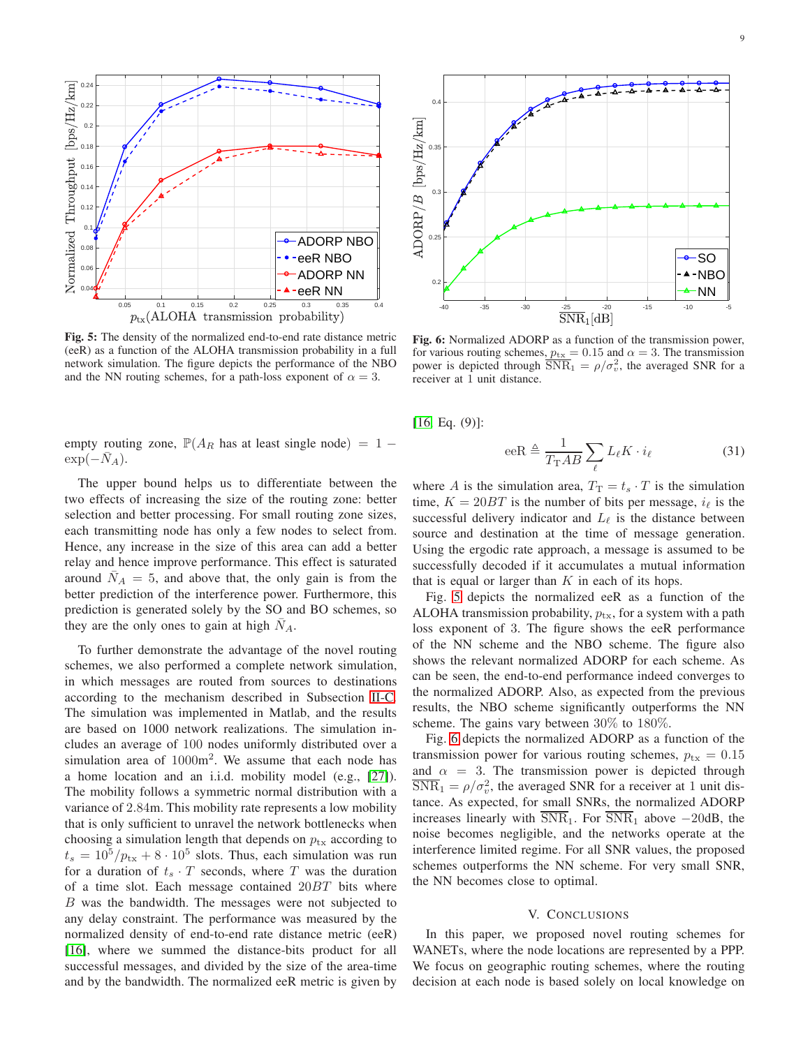Fig. 5: The density of the normalized end-to-end rate distance metric (eeR) as a function of the ALOHA transmission probability in a full network simulation. The figure depicts the performance of the NBO and the NN routing schemes, for a path-loss exponent of $\alpha = 3$.

Fig. 6: Normalized ADORP as a function of the transmission power, for various routing schemes, $p_{\rm tx} = 0.15$ and $\alpha = 3$. The transmission power is depicted through $\overline{\rm SNR}_1 = \rho/\sigma_v^2$, the averaged SNR for a receiver at 1 unit distance.

empty routing zone, $\mathbb{P}(A_R$ has at least single node$) = 1 - \exp(-\bar{N}_A)$.

The upper bound helps us to differentiate between the two effects of increasing the size of the routing zone: better selection and better processing. For small routing zone sizes, each transmitting node has only a few nodes to select from. Hence, any increase in the size of this area can add a better relay and hence improve performance. This effect is saturated around $\bar{N}_A = 5$, and above that, the only gain is from the better prediction of the interference power. Furthermore, this prediction is generated solely by the SO and BO schemes, so they are the only ones to gain at high $\bar{N}_A$.

To further demonstrate the advantage of the novel routing schemes, we also performed a complete network simulation, in which messages are routed from sources to destinations according to the mechanism described in Subsection II-C. The simulation was implemented in Matlab, and the results are based on 1000 network realizations. The simulation includes an average of 100 nodes uniformly distributed over a simulation area of 1000m$^2$. We assume that each node has a home location and an i.i.d. mobility model (e.g., [27]). The mobility follows a symmetric normal distribution with a variance of 2.84m. This mobility rate represents a low mobility that is only sufficient to unravel the network bottlenecks when choosing a simulation length that depends on $p_{\rm tx}$ according to $t_s = 10^5/p_{\rm tx} + 8 \cdot 10^5$ slots. Thus, each simulation was run for a duration of $t_s \cdot T$ seconds, where $T$ was the duration of a time slot. Each message contained $20BT$ bits where $B$ was the bandwidth. The messages were not subjected to any delay constraint. The performance was measured by the normalized density of end-to-end rate distance metric (eeR) [16], where we summed the distance-bits product for all successful messages, and divided by the size of the area-time and by the bandwidth. The normalized eeR metric is given by [16] Eq. (9)]:

$$\text{eeR} \triangleq \frac{1}{T_{\rm T}AB}\sum_{\ell} L_\ell K \cdot i_\ell \tag{31}$$

where $A$ is the simulation area, $T_{\rm T} = t_s \cdot T$ is the simulation time, $K = 20BT$ is the number of bits per message, $i_\ell$ is the successful delivery indicator and $L_\ell$ is the distance between source and destination at the time of message generation. Using the ergodic rate approach, a message is assumed to be successfully decoded if it accumulates a mutual information that is equal or larger than $K$ in each of its hops.

Fig. 5 depicts the normalized eeR as a function of the ALOHA transmission probability, $p_{\rm tx}$, for a system with a path loss exponent of 3. The figure shows the eeR performance of the NN scheme and the NBO scheme. The figure also shows the relevant normalized ADORP for each scheme. As can be seen, the end-to-end performance indeed converges to the normalized ADORP. Also, as expected from the previous results, the NBO scheme significantly outperforms the NN scheme. The gains vary between 30% to 180%.

Fig. 6 depicts the normalized ADORP as a function of the transmission power for various routing schemes, $p_{\rm tx} = 0.15$ and $\alpha = 3$. The transmission power is depicted through $\overline{\rm SNR}_1 = \rho/\sigma_v^2$, the averaged SNR for a receiver at 1 unit distance. As expected, for small SNRs, the normalized ADORP increases linearly with $\overline{\rm SNR}_1$. For $\overline{\rm SNR}_1$ above $-20$dB, the noise becomes negligible, and the networks operate at the interference limited regime. For all SNR values, the proposed schemes outperforms the NN scheme. For very small SNR, the NN becomes close to optimal.

## V. Conclusions

In this paper, we proposed novel routing schemes for WANETs, where the node locations are represented by a PPP. We focus on geographic routing schemes, where the routing decision at each node is based solely on local knowledge on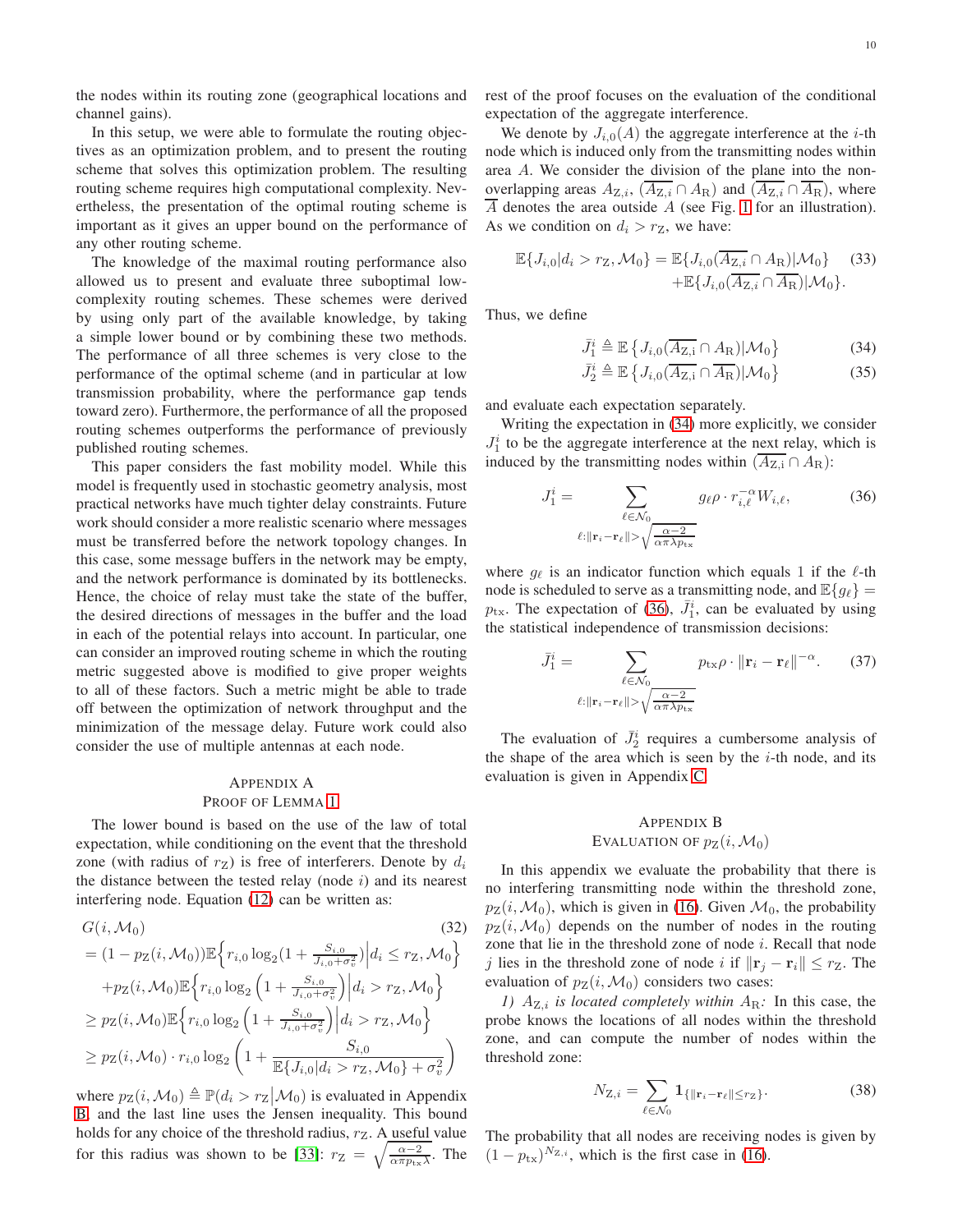the nodes within its routing zone (geographical locations and channel gains).

In this setup, we were able to formulate the routing objectives as an optimization problem, and to present the routing scheme that solves this optimization problem. The resulting routing scheme requires high computational complexity. Nevertheless, the presentation of the optimal routing scheme is important as it gives an upper bound on the performance of any other routing scheme.

The knowledge of the maximal routing performance also allowed us to present and evaluate three suboptimal low-complexity routing schemes. These schemes were derived by using only part of the available knowledge, by taking a simple lower bound or by combining these two methods. The performance of all three schemes is very close to the performance of the optimal scheme (and in particular at low transmission probability, where the performance gap tends toward zero). Furthermore, the performance of all the proposed routing schemes outperforms the performance of previously published routing schemes.

This paper considers the fast mobility model. While this model is frequently used in stochastic geometry analysis, most practical networks have much tighter delay constraints. Future work should consider a more realistic scenario where messages must be transferred before the network topology changes. In this case, some message buffers in the network may be empty, and the network performance is dominated by its bottlenecks. Hence, the choice of relay must take the state of the buffer, the desired directions of messages in the buffer and the load in each of the potential relays into account. In particular, one can consider an improved routing scheme in which the routing metric suggested above is modified to give proper weights to all of these factors. Such a metric might be able to trade off between the optimization of network throughput and the minimization of the message delay. Future work could also consider the use of multiple antennas at each node.

## Appendix A
## Proof of Lemma 1

The lower bound is based on the use of the law of total expectation, while conditioning on the event that the threshold zone (with radius of $r_{\rm Z}$) is free of interferers. Denote by $d_i$ the distance between the tested relay (node $i$) and its nearest interfering node. Equation (12) can be written as:

$$
\begin{aligned}
&G(i,\mathcal{M}_0) \qquad\qquad\qquad\qquad\qquad\qquad\qquad\qquad (32)\\
&= (1-p_{\rm Z}(i,\mathcal{M}_0))\mathbb{E}\Big\{r_{i,0}\log_2(1+\tfrac{S_{i,0}}{J_{i,0}+\sigma_v^2})\Big|d_i\le r_{\rm Z},\mathcal{M}_0\Big\}\\
&\quad + p_{\rm Z}(i,\mathcal{M}_0)\mathbb{E}\Big\{r_{i,0}\log_2\Big(1+\tfrac{S_{i,0}}{J_{i,0}+\sigma_v^2}\Big)\Big|d_i> r_{\rm Z},\mathcal{M}_0\Big\}\\
&\ge p_{\rm Z}(i,\mathcal{M}_0)\mathbb{E}\Big\{r_{i,0}\log_2\Big(1+\tfrac{S_{i,0}}{J_{i,0}+\sigma_v^2}\Big)\Big|d_i> r_{\rm Z},\mathcal{M}_0\Big\}\\
&\ge p_{\rm Z}(i,\mathcal{M}_0)\cdot r_{i,0}\log_2\left(1+\frac{S_{i,0}}{\mathbb{E}\{J_{i,0}|d_i>r_{\rm Z},\mathcal{M}_0\}+\sigma_v^2}\right)
\end{aligned}
$$

where $p_{\rm Z}(i,\mathcal{M}_0)\triangleq\mathbb{P}(d_i>r_{\rm Z}\big|\mathcal{M}_0)$ is evaluated in Appendix B, and the last line uses the Jensen inequality. This bound holds for any choice of the threshold radius, $r_{\rm Z}$. A useful value for this radius was shown to be [33]: $r_{\rm Z}=\sqrt{\frac{\alpha-2}{\alpha\pi p_{\rm tx}\lambda}}$. The rest of the proof focuses on the evaluation of the conditional expectation of the aggregate interference.

We denote by $J_{i,0}(A)$ the aggregate interference at the $i$-th node which is induced only from the transmitting nodes within area $A$. We consider the division of the plane into the non-overlapping areas $A_{{\rm Z},i}$, $(\overline{A_{{\rm Z},i}}\cap A_{\rm R})$ and $(\overline{A_{{\rm Z},i}}\cap\overline{A_{\rm R}})$, where $\overline{A}$ denotes the area outside $A$ (see Fig. 1 for an illustration). As we condition on $d_i>r_{\rm Z}$, we have:

$$
\begin{aligned}
\mathbb{E}\{J_{i,0}|d_i>r_{\rm Z},\mathcal{M}_0\}=&\,\mathbb{E}\{J_{i,0}(\overline{A_{{\rm Z},i}}\cap A_{\rm R})|\mathcal{M}_0\}\\
&+\mathbb{E}\{J_{i,0}(\overline{A_{{\rm Z},i}}\cap\overline{A_{\rm R}})|\mathcal{M}_0\}.
\end{aligned}\tag{33}
$$

Thus, we define

$$\bar{J}_1^i\triangleq\mathbb{E}\left\{J_{i,0}(\overline{A_{{\rm Z},i}}\cap A_{\rm R})|\mathcal{M}_0\right\}\tag{34}$$

$$\bar{J}_2^i\triangleq\mathbb{E}\left\{J_{i,0}(\overline{A_{{\rm Z},i}}\cap\overline{A_{\rm R}})|\mathcal{M}_0\right\}\tag{35}$$

and evaluate each expectation separately.

Writing the expectation in (34) more explicitly, we consider $J_1^i$ to be the aggregate interference at the next relay, which is induced by the transmitting nodes within $(\overline{A_{{\rm Z},i}}\cap A_{\rm R})$:

$$J_1^i=\sum_{\substack{\ell\in\mathcal{N}_0\\ \ell:\|\mathbf{r}_i-\mathbf{r}_\ell\|>\sqrt{\frac{\alpha-2}{\alpha\pi\lambda p_{\rm tx}}}}} g_\ell\rho\cdot r_{i,\ell}^{-\alpha}W_{i,\ell},\tag{36}$$

where $g_\ell$ is an indicator function which equals 1 if the $\ell$-th node is scheduled to serve as a transmitting node, and $\mathbb{E}\{g_\ell\}=p_{\rm tx}$. The expectation of (36), $\bar{J}_1^i$, can be evaluated by using the statistical independence of transmission decisions:

$$\bar{J}_1^i=\sum_{\substack{\ell\in\mathcal{N}_0\\ \ell:\|\mathbf{r}_i-\mathbf{r}_\ell\|>\sqrt{\frac{\alpha-2}{\alpha\pi\lambda p_{\rm tx}}}}} p_{\rm tx}\rho\cdot\|\mathbf{r}_i-\mathbf{r}_\ell\|^{-\alpha}.\tag{37}$$

The evaluation of $\bar{J}_2^i$ requires a cumbersome analysis of the shape of the area which is seen by the $i$-th node, and its evaluation is given in Appendix C.

## Appendix B
## Evaluation of $p_{\rm Z}(i,\mathcal{M}_0)$

In this appendix we evaluate the probability that there is no interfering transmitting node within the threshold zone, $p_{\rm Z}(i,\mathcal{M}_0)$, which is given in (16). Given $\mathcal{M}_0$, the probability $p_{\rm Z}(i,\mathcal{M}_0)$ depends on the number of nodes in the routing zone that lie in the threshold zone of node $i$. Recall that node $j$ lies in the threshold zone of node $i$ if $\|\mathbf{r}_j-\mathbf{r}_i\|\le r_{\rm Z}$. The evaluation of $p_{\rm Z}(i,\mathcal{M}_0)$ considers two cases:

*1) $A_{{\rm Z},i}$ is located completely within $A_{\rm R}$:* In this case, the probe knows the locations of all nodes within the threshold zone, and can compute the number of nodes within the threshold zone:

$$N_{{\rm Z},i}=\sum_{\ell\in\mathcal{N}_0}\mathbf{1}_{\{\|\mathbf{r}_i-\mathbf{r}_\ell\|\le r_{\rm Z}\}}.\tag{38}$$

The probability that all nodes are receiving nodes is given by $(1-p_{\rm tx})^{N_{{\rm Z},i}}$, which is the first case in (16).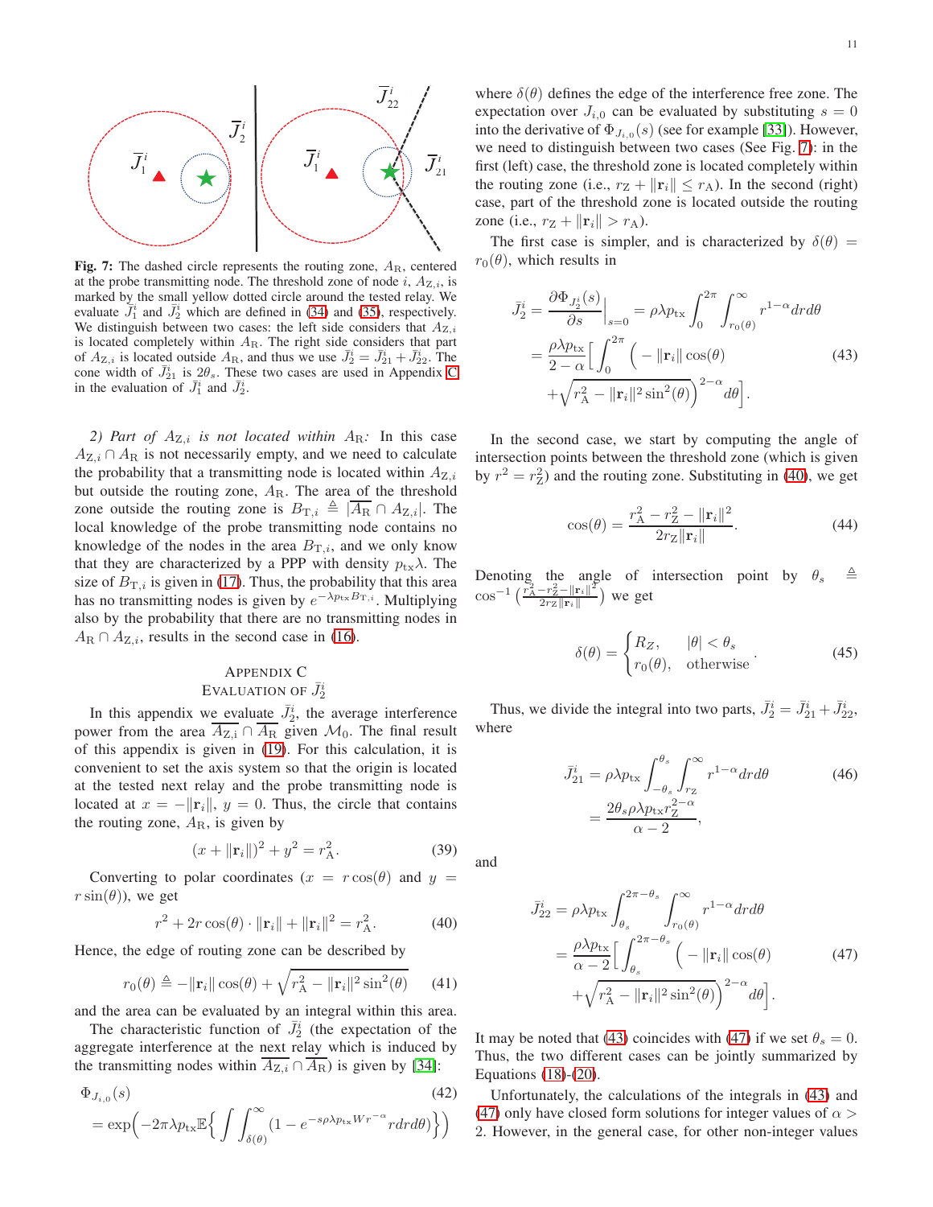Fig. 7: The dashed circle represents the routing zone, $A_{\rm R}$, centered at the probe transmitting node. The threshold zone of node $i$, $A_{{\rm Z},i}$, is marked by the small yellow dotted circle around the tested relay. We evaluate $\bar{J}_1^i$ and $\bar{J}_2^i$ which are defined in (34) and (35), respectively. We distinguish between two cases: the left side considers that $A_{{\rm Z},i}$ is located completely within $A_{\rm R}$. The right side considers that part of $A_{{\rm Z},i}$ is located outside $A_{\rm R}$, and thus we use $\bar{J}_2^i = \bar{J}_{21}^i + \bar{J}_{22}^i$. The cone width of $\bar{J}_{21}^i$ is $2\theta_s$. These two cases are used in Appendix C in the evaluation of $\bar{J}_1^i$ and $\bar{J}_2^i$.

*2) Part of $A_{{\rm Z},i}$ is not located within $A_{\rm R}$:* In this case $A_{{\rm Z},i} \cap A_{\rm R}$ is not necessarily empty, and we need to calculate the probability that a transmitting node is located within $A_{{\rm Z},i}$ but outside the routing zone, $A_{\rm R}$. The area of the threshold zone outside the routing zone is $B_{{\rm T},i} \triangleq |\overline{A_{\rm R}} \cap A_{{\rm Z},i}|$. The local knowledge of the probe transmitting node contains no knowledge of the nodes in the area $B_{{\rm T},i}$, and we only know that they are characterized by a PPP with density $p_{\rm tx}\lambda$. The size of $B_{{\rm T},i}$ is given in (17). Thus, the probability that this area has no transmitting nodes is given by $e^{-\lambda p_{\rm tx} B_{{\rm T},i}}$. Multiplying also by the probability that there are no transmitting nodes in $A_{\rm R} \cap A_{{\rm Z},i}$, results in the second case in (16).

## Appendix C
## Evaluation of $\bar{J}_2^i$

In this appendix we evaluate $\bar{J}_2^i$, the average interference power from the area $\overline{A_{\rm Z,i}} \cap \overline{A_{\rm R}}$ given $\mathcal{M}_0$. The final result of this appendix is given in (19). For this calculation, it is convenient to set the axis system so that the origin is located at the tested next relay and the probe transmitting node is located at $x = -\|\mathbf{r}_i\|$, $y = 0$. Thus, the circle that contains the routing zone, $A_{\rm R}$, is given by

$$(x + \|\mathbf{r}_i\|)^2 + y^2 = r_{\rm A}^2. \tag{39}$$

Converting to polar coordinates ($x = r\cos(\theta)$ and $y = r\sin(\theta)$), we get

$$r^2 + 2r\cos(\theta)\cdot\|\mathbf{r}_i\| + \|\mathbf{r}_i\|^2 = r_{\rm A}^2. \tag{40}$$

Hence, the edge of routing zone can be described by

$$r_0(\theta) \triangleq -\|\mathbf{r}_i\|\cos(\theta) + \sqrt{r_{\rm A}^2 - \|\mathbf{r}_i\|^2\sin^2(\theta)} \tag{41}$$

and the area can be evaluated by an integral within this area.

The characteristic function of $\bar{J}_2^i$ (the expectation of the aggregate interference at the next relay which is induced by the transmitting nodes within $\overline{A_{{\rm Z},i}} \cap \overline{A_{\rm R}}$) is given by [34]:

$$\begin{aligned}
&\Phi_{J_{i,0}}(s) \\
&= \exp\Big(-2\pi\lambda p_{\rm tx}\mathbb{E}\Big\{\int\int_{\delta(\theta)}^{\infty}(1-e^{-s\rho\lambda p_{\rm tx}Wr^{-\alpha}}rdrd\theta)\Big\}\Big)
\end{aligned} \tag{42}$$

where $\delta(\theta)$ defines the edge of the interference free zone. The expectation over $J_{i,0}$ can be evaluated by substituting $s = 0$ into the derivative of $\Phi_{J_{i,0}}(s)$ (see for example [33]). However, we need to distinguish between two cases (See Fig. 7): in the first (left) case, the threshold zone is located completely within the routing zone (i.e., $r_{\rm Z} + \|\mathbf{r}_i\| \le r_{\rm A}$). In the second (right) case, part of the threshold zone is located outside the routing zone (i.e., $r_{\rm Z} + \|\mathbf{r}_i\| > r_{\rm A}$).

The first case is simpler, and is characterized by $\delta(\theta) = r_0(\theta)$, which results in

$$\begin{aligned}
\bar{J}_2^i &= \frac{\partial\Phi_{J_2^i}(s)}{\partial s}\Big|_{s=0} = \rho\lambda p_{\rm tx}\int_0^{2\pi}\int_{r_0(\theta)}^{\infty} r^{1-\alpha}drd\theta \\
&= \frac{\rho\lambda p_{\rm tx}}{2-\alpha}\Big[\int_0^{2\pi}\Big(-\|\mathbf{r}_i\|\cos(\theta) \\
&\quad + \sqrt{r_{\rm A}^2 - \|\mathbf{r}_i\|^2\sin^2(\theta)}\Big)^{2-\alpha}d\theta\Big].
\end{aligned} \tag{43}$$

In the second case, we start by computing the angle of intersection points between the threshold zone (which is given by $r^2 = r_{\rm Z}^2$) and the routing zone. Substituting in (40), we get

$$\cos(\theta) = \frac{r_{\rm A}^2 - r_{\rm Z}^2 - \|\mathbf{r}_i\|^2}{2r_{\rm Z}\|\mathbf{r}_i\|}. \tag{44}$$

Denoting the angle of intersection point by $\theta_s \triangleq \cos^{-1}\left(\frac{r_{\rm A}^2 - r_{\rm Z}^2 - \|\mathbf{r}_i\|^2}{2r_{\rm Z}\|\mathbf{r}_i\|}\right)$ we get

$$\delta(\theta) = \begin{cases} R_Z, & |\theta| < \theta_s \\ r_0(\theta), & \text{otherwise} \end{cases}. \tag{45}$$

Thus, we divide the integral into two parts, $\bar{J}_2^i = \bar{J}_{21}^i + \bar{J}_{22}^i$, where

$$\begin{aligned}
\bar{J}_{21}^i &= \rho\lambda p_{\rm tx}\int_{-\theta_s}^{\theta_s}\int_{r_{\rm Z}}^{\infty} r^{1-\alpha}drd\theta \\
&= \frac{2\theta_s\rho\lambda p_{\rm tx} r_{\rm Z}^{2-\alpha}}{\alpha - 2},
\end{aligned} \tag{46}$$

and

$$\begin{aligned}
\bar{J}_{22}^i &= \rho\lambda p_{\rm tx}\int_{\theta_s}^{2\pi-\theta_s}\int_{r_0(\theta)}^{\infty} r^{1-\alpha}drd\theta \\
&= \frac{\rho\lambda p_{\rm tx}}{\alpha-2}\Big[\int_{\theta_s}^{2\pi-\theta_s}\Big(-\|\mathbf{r}_i\|\cos(\theta) \\
&\quad + \sqrt{r_{\rm A}^2 - \|\mathbf{r}_i\|^2\sin^2(\theta)}\Big)^{2-\alpha}d\theta\Big].
\end{aligned} \tag{47}$$

It may be noted that (43) coincides with (47) if we set $\theta_s = 0$. Thus, the two different cases can be jointly summarized by Equations (18)-(20).

Unfortunately, the calculations of the integrals in (43) and (47) only have closed form solutions for integer values of $\alpha > 2$. However, in the general case, for other non-integer values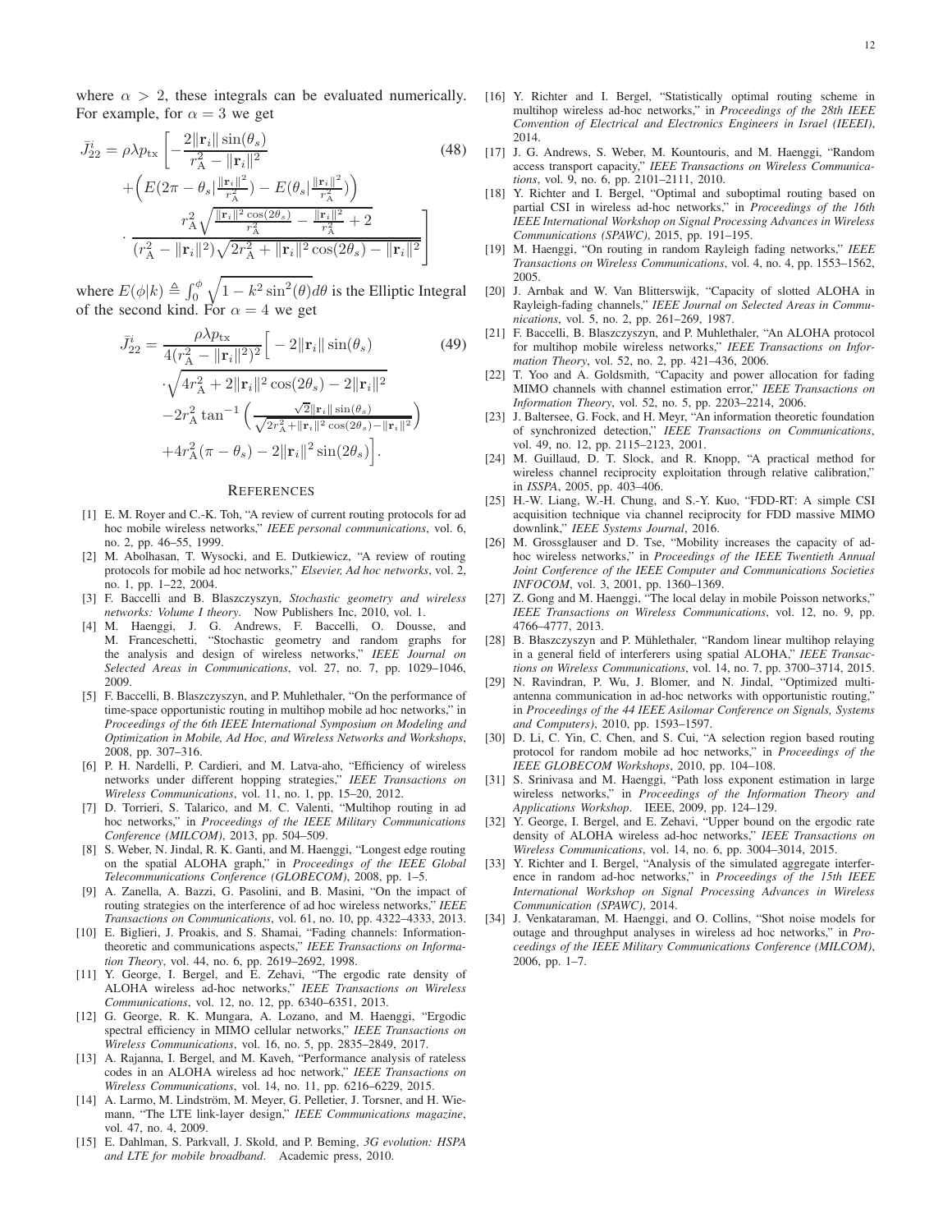where $\alpha > 2$, these integrals can be evaluated numerically. For example, for $\alpha = 3$ we get

$$\bar{J}_{22}^{i} = \rho\lambda p_{\rm tx}\Bigg[-\frac{2\|\mathbf{r}_i\|\sin(\theta_s)}{r_{\rm A}^2 - \|\mathbf{r}_i\|^2} + \Big(E(2\pi - \theta_s|\tfrac{\|\mathbf{r}_i\|^2}{r_{\rm A}^2}) - E(\theta_s|\tfrac{\|\mathbf{r}_i\|^2}{r_{\rm A}^2})\Big) \cdot \frac{r_{\rm A}^2\sqrt{\frac{\|\mathbf{r}_i\|^2\cos(2\theta_s)}{r_{\rm A}^2} - \frac{\|\mathbf{r}_i\|^2}{r_{\rm A}^2} + 2}}{(r_{\rm A}^2 - \|\mathbf{r}_i\|^2)\sqrt{2r_{\rm A}^2 + \|\mathbf{r}_i\|^2\cos(2\theta_s) - \|\mathbf{r}_i\|^2}}\Bigg] \tag{48}$$

where $E(\phi|k) \triangleq \int_0^{\phi}\sqrt{1 - k^2\sin^2(\theta)}d\theta$ is the Elliptic Integral of the second kind. For $\alpha = 4$ we get

$$\bar{J}_{22}^{i} = \frac{\rho\lambda p_{\rm tx}}{4(r_{\rm A}^2 - \|\mathbf{r}_i\|^2)^2}\Big[-2\|\mathbf{r}_i\|\sin(\theta_s) \cdot\sqrt{4r_{\rm A}^2 + 2\|\mathbf{r}_i\|^2\cos(2\theta_s) - 2\|\mathbf{r}_i\|^2} - 2r_{\rm A}^2\tan^{-1}\Big(\frac{\sqrt{2}\|\mathbf{r}_i\|\sin(\theta_s)}{\sqrt{2r_{\rm A}^2 + \|\mathbf{r}_i\|^2\cos(2\theta_s) - \|\mathbf{r}_i\|^2}}\Big) + 4r_{\rm A}^2(\pi - \theta_s) - 2\|\mathbf{r}_i\|^2\sin(2\theta_s)\Big]. \tag{49}$$

## References

[1] E. M. Royer and C.-K. Toh, "A review of current routing protocols for ad hoc mobile wireless networks," *IEEE personal communications*, vol. 6, no. 2, pp. 46–55, 1999.

[2] M. Abolhasan, T. Wysocki, and E. Dutkiewicz, "A review of routing protocols for mobile ad hoc networks," *Elsevier, Ad hoc networks*, vol. 2, no. 1, pp. 1–22, 2004.

[3] F. Baccelli and B. Blaszczyszyn, *Stochastic geometry and wireless networks: Volume I theory*. Now Publishers Inc, 2010, vol. 1.

[4] M. Haenggi, J. G. Andrews, F. Baccelli, O. Dousse, and M. Franceschetti, "Stochastic geometry and random graphs for the analysis and design of wireless networks," *IEEE Journal on Selected Areas in Communications*, vol. 27, no. 7, pp. 1029–1046, 2009.

[5] F. Baccelli, B. Blaszczyszyn, and P. Muhlethaler, "On the performance of time-space opportunistic routing in multihop mobile ad hoc networks," in *Proceedings of the 6th IEEE International Symposium on Modeling and Optimization in Mobile, Ad Hoc, and Wireless Networks and Workshops*, 2008, pp. 307–316.

[6] P. H. Nardelli, P. Cardieri, and M. Latva-aho, "Efficiency of wireless networks under different hopping strategies," *IEEE Transactions on Wireless Communications*, vol. 11, no. 1, pp. 15–20, 2012.

[7] D. Torrieri, S. Talarico, and M. C. Valenti, "Multihop routing in ad hoc networks," in *Proceedings of the IEEE Military Communications Conference (MILCOM)*, 2013, pp. 504–509.

[8] S. Weber, N. Jindal, R. K. Ganti, and M. Haenggi, "Longest edge routing on the spatial ALOHA graph," in *Proceedings of the IEEE Global Telecommunications Conference (GLOBECOM)*, 2008, pp. 1–5.

[9] A. Zanella, A. Bazzi, G. Pasolini, and B. Masini, "On the impact of routing strategies on the interference of ad hoc wireless networks," *IEEE Transactions on Communications*, vol. 61, no. 10, pp. 4322–4333, 2013.

[10] E. Biglieri, J. Proakis, and S. Shamai, "Fading channels: Information-theoretic and communications aspects," *IEEE Transactions on Information Theory*, vol. 44, no. 6, pp. 2619–2692, 1998.

[11] Y. George, I. Bergel, and E. Zehavi, "The ergodic rate density of ALOHA wireless ad-hoc networks," *IEEE Transactions on Wireless Communications*, vol. 12, no. 12, pp. 6340–6351, 2013.

[12] G. George, R. K. Mungara, A. Lozano, and M. Haenggi, "Ergodic spectral efficiency in MIMO cellular networks," *IEEE Transactions on Wireless Communications*, vol. 16, no. 5, pp. 2835–2849, 2017.

[13] A. Rajanna, I. Bergel, and M. Kaveh, "Performance analysis of rateless codes in an ALOHA wireless ad hoc network," *IEEE Transactions on Wireless Communications*, vol. 14, no. 11, pp. 6216–6229, 2015.

[14] A. Larmo, M. Lindström, M. Meyer, G. Pelletier, J. Torsner, and H. Wiemann, "The LTE link-layer design," *IEEE Communications magazine*, vol. 47, no. 4, 2009.

[15] E. Dahlman, S. Parkvall, J. Skold, and P. Beming, *3G evolution: HSPA and LTE for mobile broadband*. Academic press, 2010.

[16] Y. Richter and I. Bergel, "Statistically optimal routing scheme in multihop wireless ad-hoc networks," in *Proceedings of the 28th IEEE Convention of Electrical and Electronics Engineers in Israel (IEEEI)*, 2014.

[17] J. G. Andrews, S. Weber, M. Kountouris, and M. Haenggi, "Random access transport capacity," *IEEE Transactions on Wireless Communications*, vol. 9, no. 6, pp. 2101–2111, 2010.

[18] Y. Richter and I. Bergel, "Optimal and suboptimal routing based on partial CSI in wireless ad-hoc networks," in *Proceedings of the 16th IEEE International Workshop on Signal Processing Advances in Wireless Communications (SPAWC)*, 2015, pp. 191–195.

[19] M. Haenggi, "On routing in random Rayleigh fading networks," *IEEE Transactions on Wireless Communications*, vol. 4, no. 4, pp. 1553–1562, 2005.

[20] J. Arnbak and W. Van Blitterswijk, "Capacity of slotted ALOHA in Rayleigh-fading channels," *IEEE Journal on Selected Areas in Communications*, vol. 5, no. 2, pp. 261–269, 1987.

[21] F. Baccelli, B. Blaszczyszyn, and P. Muhlethaler, "An ALOHA protocol for multihop mobile wireless networks," *IEEE Transactions on Information Theory*, vol. 52, no. 2, pp. 421–436, 2006.

[22] T. Yoo and A. Goldsmith, "Capacity and power allocation for fading MIMO channels with channel estimation error," *IEEE Transactions on Information Theory*, vol. 52, no. 5, pp. 2203–2214, 2006.

[23] J. Baltersee, G. Fock, and H. Meyr, "An information theoretic foundation of synchronized detection," *IEEE Transactions on Communications*, vol. 49, no. 12, pp. 2115–2123, 2001.

[24] M. Guillaud, D. T. Slock, and R. Knopp, "A practical method for wireless channel reciprocity exploitation through relative calibration," in *ISSPA*, 2005, pp. 403–406.

[25] H.-W. Liang, W.-H. Chung, and S.-Y. Kuo, "FDD-RT: A simple CSI acquisition technique via channel reciprocity for FDD massive MIMO downlink," *IEEE Systems Journal*, 2016.

[26] M. Grossglauser and D. Tse, "Mobility increases the capacity of ad-hoc wireless networks," in *Proceedings of the IEEE Twentieth Annual Joint Conference of the IEEE Computer and Communications Societies INFOCOM*, vol. 3, 2001, pp. 1360–1369.

[27] Z. Gong and M. Haenggi, "The local delay in mobile Poisson networks," *IEEE Transactions on Wireless Communications*, vol. 12, no. 9, pp. 4766–4777, 2013.

[28] B. Błaszczyszyn and P. Mühlethaler, "Random linear multihop relaying in a general field of interferers using spatial ALOHA," *IEEE Transactions on Wireless Communications*, vol. 14, no. 7, pp. 3700–3714, 2015.

[29] N. Ravindran, P. Wu, J. Blomer, and N. Jindal, "Optimized multi-antenna communication in ad-hoc networks with opportunistic routing," in *Proceedings of the 44 IEEE Asilomar Conference on Signals, Systems and Computers)*, 2010, pp. 1593–1597.

[30] D. Li, C. Yin, C. Chen, and S. Cui, "A selection region based routing protocol for random mobile ad hoc networks," in *Proceedings of the IEEE GLOBECOM Workshops*, 2010, pp. 104–108.

[31] S. Srinivasa and M. Haenggi, "Path loss exponent estimation in large wireless networks," in *Proceedings of the Information Theory and Applications Workshop*. IEEE, 2009, pp. 124–129.

[32] Y. George, I. Bergel, and E. Zehavi, "Upper bound on the ergodic rate density of ALOHA wireless ad-hoc networks," *IEEE Transactions on Wireless Communications*, vol. 14, no. 6, pp. 3004–3014, 2015.

[33] Y. Richter and I. Bergel, "Analysis of the simulated aggregate interference in random ad-hoc networks," in *Proceedings of the 15th IEEE International Workshop on Signal Processing Advances in Wireless Communication (SPAWC)*, 2014.

[34] J. Venkataraman, M. Haenggi, and O. Collins, "Shot noise models for outage and throughput analyses in wireless ad hoc networks," in *Proceedings of the IEEE Military Communications Conference (MILCOM)*, 2006, pp. 1–7.